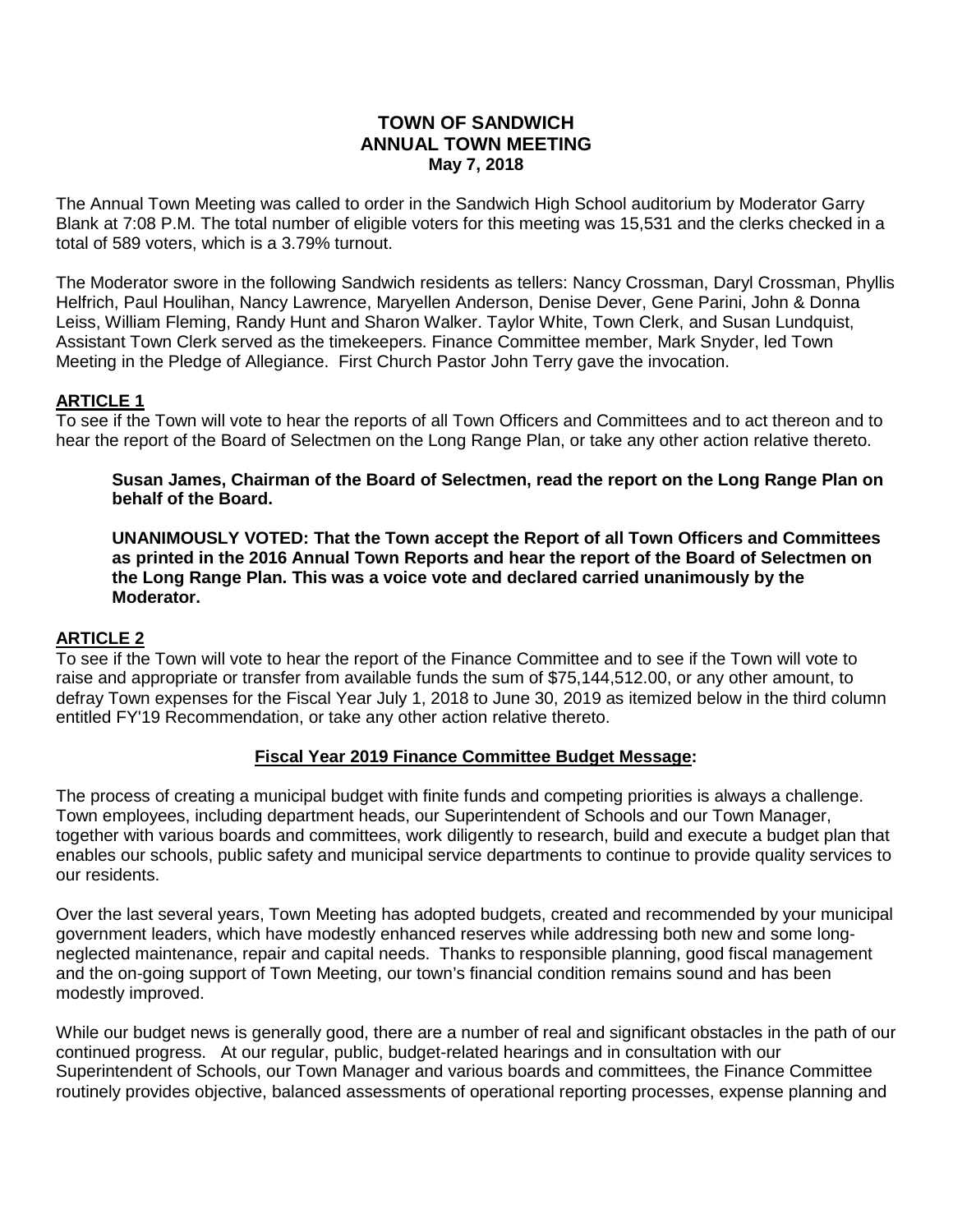# TOWN OF SANDWICH
## ANNUAL TOWN MEETING
### May 7, 2018

The Annual Town Meeting was called to order in the Sandwich High School auditorium by Moderator Garry Blank at 7:08 P.M. The total number of eligible voters for this meeting was 15,531 and the clerks checked in a total of 589 voters, which is a 3.79% turnout.

The Moderator swore in the following Sandwich residents as tellers: Nancy Crossman, Daryl Crossman, Phyllis Helfrich, Paul Houlihan, Nancy Lawrence, Maryellen Anderson, Denise Dever, Gene Parini, John & Donna Leiss, William Fleming, Randy Hunt and Sharon Walker. Taylor White, Town Clerk, and Susan Lundquist, Assistant Town Clerk served as the timekeepers. Finance Committee member, Mark Snyder, led Town Meeting in the Pledge of Allegiance. First Church Pastor John Terry gave the invocation.

## ARTICLE 1

To see if the Town will vote to hear the reports of all Town Officers and Committees and to act thereon and to hear the report of the Board of Selectmen on the Long Range Plan, or take any other action relative thereto.

> **Susan James, Chairman of the Board of Selectmen, read the report on the Long Range Plan on behalf of the Board.**
>
> **UNANIMOUSLY VOTED: That the Town accept the Report of all Town Officers and Committees as printed in the 2016 Annual Town Reports and hear the report of the Board of Selectmen on the Long Range Plan. This was a voice vote and declared carried unanimously by the Moderator.**

## ARTICLE 2

To see if the Town will vote to hear the report of the Finance Committee and to see if the Town will vote to raise and appropriate or transfer from available funds the sum of $75,144,512.00, or any other amount, to defray Town expenses for the Fiscal Year July 1, 2018 to June 30, 2019 as itemized below in the third column entitled FY'19 Recommendation, or take any other action relative thereto.

### Fiscal Year 2019 Finance Committee Budget Message:

The process of creating a municipal budget with finite funds and competing priorities is always a challenge. Town employees, including department heads, our Superintendent of Schools and our Town Manager, together with various boards and committees, work diligently to research, build and execute a budget plan that enables our schools, public safety and municipal service departments to continue to provide quality services to our residents.

Over the last several years, Town Meeting has adopted budgets, created and recommended by your municipal government leaders, which have modestly enhanced reserves while addressing both new and some long-neglected maintenance, repair and capital needs. Thanks to responsible planning, good fiscal management and the on-going support of Town Meeting, our town's financial condition remains sound and has been modestly improved.

While our budget news is generally good, there are a number of real and significant obstacles in the path of our continued progress. At our regular, public, budget-related hearings and in consultation with our Superintendent of Schools, our Town Manager and various boards and committees, the Finance Committee routinely provides objective, balanced assessments of operational reporting processes, expense planning and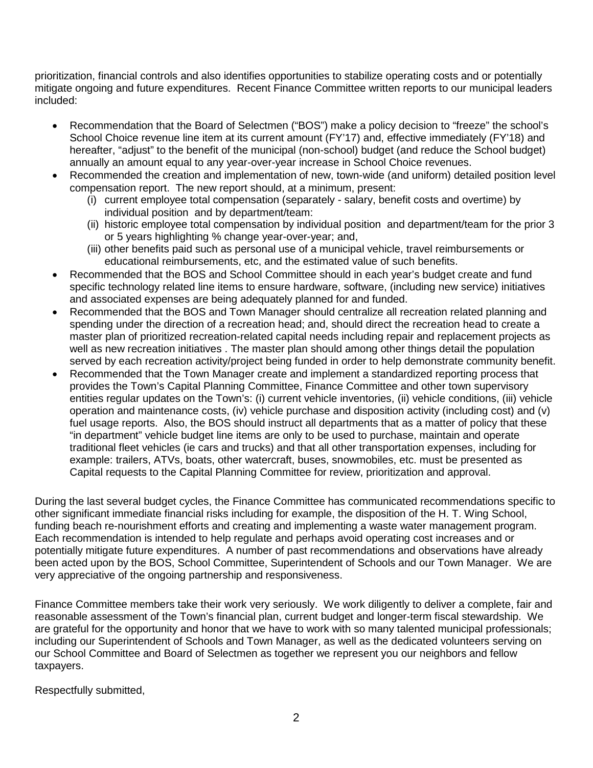prioritization, financial controls and also identifies opportunities to stabilize operating costs and or potentially mitigate ongoing and future expenditures. Recent Finance Committee written reports to our municipal leaders included:

- Recommendation that the Board of Selectmen ("BOS") make a policy decision to "freeze" the school's School Choice revenue line item at its current amount (FY'17) and, effective immediately (FY'18) and hereafter, "adjust" to the benefit of the municipal (non-school) budget (and reduce the School budget) annually an amount equal to any year-over-year increase in School Choice revenues.
- Recommended the creation and implementation of new, town-wide (and uniform) detailed position level compensation report. The new report should, at a minimum, present:
    - (i) current employee total compensation (separately - salary, benefit costs and overtime) by individual position and by department/team:
    - (ii) historic employee total compensation by individual position and department/team for the prior 3 or 5 years highlighting % change year-over-year; and,
    - (iii) other benefits paid such as personal use of a municipal vehicle, travel reimbursements or educational reimbursements, etc, and the estimated value of such benefits.
- Recommended that the BOS and School Committee should in each year's budget create and fund specific technology related line items to ensure hardware, software, (including new service) initiatives and associated expenses are being adequately planned for and funded.
- Recommended that the BOS and Town Manager should centralize all recreation related planning and spending under the direction of a recreation head; and, should direct the recreation head to create a master plan of prioritized recreation-related capital needs including repair and replacement projects as well as new recreation initiatives . The master plan should among other things detail the population served by each recreation activity/project being funded in order to help demonstrate community benefit.
- Recommended that the Town Manager create and implement a standardized reporting process that provides the Town's Capital Planning Committee, Finance Committee and other town supervisory entities regular updates on the Town's: (i) current vehicle inventories, (ii) vehicle conditions, (iii) vehicle operation and maintenance costs, (iv) vehicle purchase and disposition activity (including cost) and (v) fuel usage reports. Also, the BOS should instruct all departments that as a matter of policy that these "in department" vehicle budget line items are only to be used to purchase, maintain and operate traditional fleet vehicles (ie cars and trucks) and that all other transportation expenses, including for example: trailers, ATVs, boats, other watercraft, buses, snowmobiles, etc. must be presented as Capital requests to the Capital Planning Committee for review, prioritization and approval.

During the last several budget cycles, the Finance Committee has communicated recommendations specific to other significant immediate financial risks including for example, the disposition of the H. T. Wing School, funding beach re-nourishment efforts and creating and implementing a waste water management program. Each recommendation is intended to help regulate and perhaps avoid operating cost increases and or potentially mitigate future expenditures. A number of past recommendations and observations have already been acted upon by the BOS, School Committee, Superintendent of Schools and our Town Manager. We are very appreciative of the ongoing partnership and responsiveness.

Finance Committee members take their work very seriously. We work diligently to deliver a complete, fair and reasonable assessment of the Town's financial plan, current budget and longer-term fiscal stewardship. We are grateful for the opportunity and honor that we have to work with so many talented municipal professionals; including our Superintendent of Schools and Town Manager, as well as the dedicated volunteers serving on our School Committee and Board of Selectmen as together we represent you our neighbors and fellow taxpayers.

Respectfully submitted,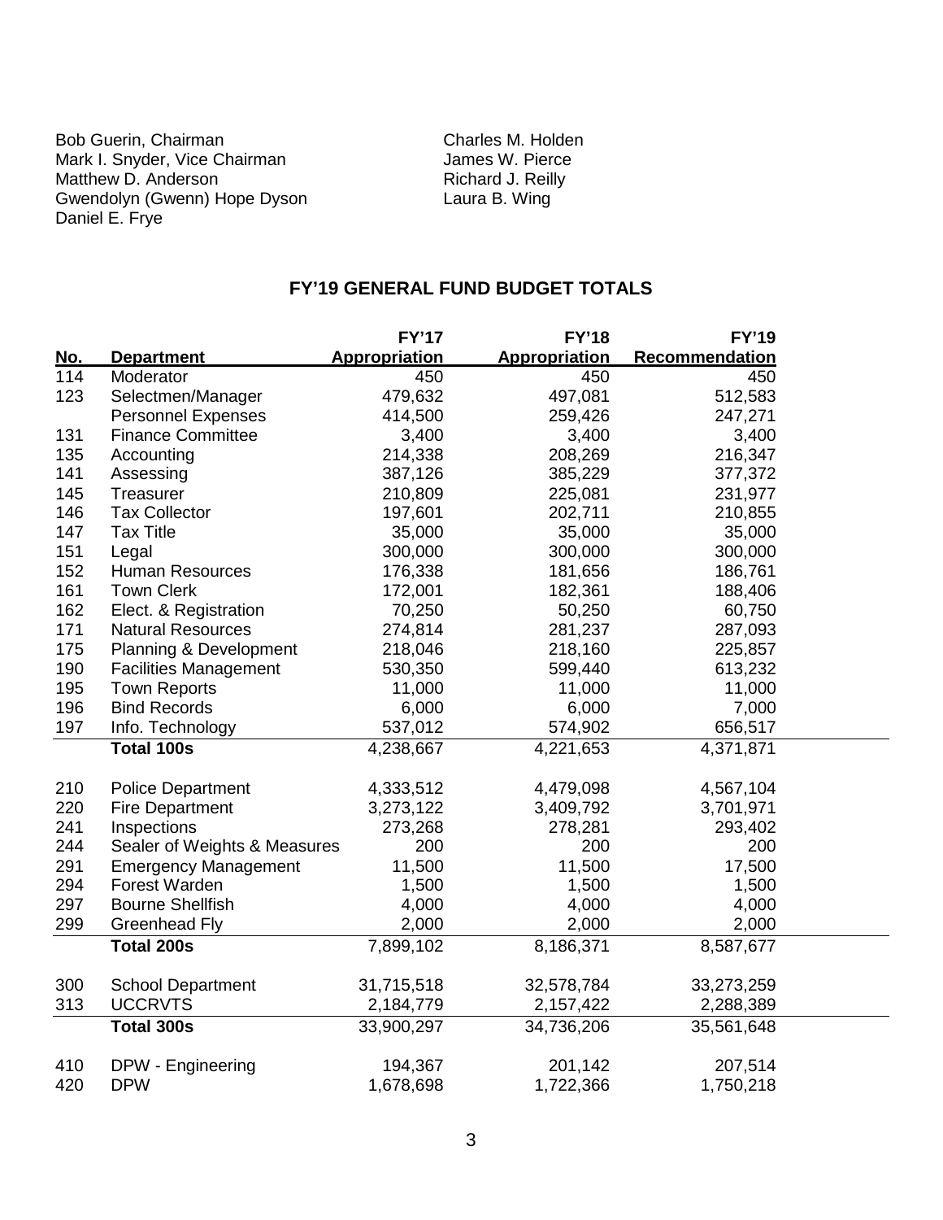Bob Guerin, Chairman
Mark I. Snyder, Vice Chairman
Matthew D. Anderson
Gwendolyn (Gwenn) Hope Dyson
Daniel E. Frye

Charles M. Holden
James W. Pierce
Richard J. Reilly
Laura B. Wing

## FY'19 GENERAL FUND BUDGET TOTALS

| No. | Department | FY'17 Appropriation | FY'18 Appropriation | FY'19 Recommendation |
|---|---|---|---|---|
| 114 | Moderator | 450 | 450 | 450 |
| 123 | Selectmen/Manager | 479,632 | 497,081 | 512,583 |
| | Personnel Expenses | 414,500 | 259,426 | 247,271 |
| 131 | Finance Committee | 3,400 | 3,400 | 3,400 |
| 135 | Accounting | 214,338 | 208,269 | 216,347 |
| 141 | Assessing | 387,126 | 385,229 | 377,372 |
| 145 | Treasurer | 210,809 | 225,081 | 231,977 |
| 146 | Tax Collector | 197,601 | 202,711 | 210,855 |
| 147 | Tax Title | 35,000 | 35,000 | 35,000 |
| 151 | Legal | 300,000 | 300,000 | 300,000 |
| 152 | Human Resources | 176,338 | 181,656 | 186,761 |
| 161 | Town Clerk | 172,001 | 182,361 | 188,406 |
| 162 | Elect. & Registration | 70,250 | 50,250 | 60,750 |
| 171 | Natural Resources | 274,814 | 281,237 | 287,093 |
| 175 | Planning & Development | 218,046 | 218,160 | 225,857 |
| 190 | Facilities Management | 530,350 | 599,440 | 613,232 |
| 195 | Town Reports | 11,000 | 11,000 | 11,000 |
| 196 | Bind Records | 6,000 | 6,000 | 7,000 |
| 197 | Info. Technology | 537,012 | 574,902 | 656,517 |
| | **Total 100s** | 4,238,667 | 4,221,653 | 4,371,871 |
| 210 | Police Department | 4,333,512 | 4,479,098 | 4,567,104 |
| 220 | Fire Department | 3,273,122 | 3,409,792 | 3,701,971 |
| 241 | Inspections | 273,268 | 278,281 | 293,402 |
| 244 | Sealer of Weights & Measures | 200 | 200 | 200 |
| 291 | Emergency Management | 11,500 | 11,500 | 17,500 |
| 294 | Forest Warden | 1,500 | 1,500 | 1,500 |
| 297 | Bourne Shellfish | 4,000 | 4,000 | 4,000 |
| 299 | Greenhead Fly | 2,000 | 2,000 | 2,000 |
| | **Total 200s** | 7,899,102 | 8,186,371 | 8,587,677 |
| 300 | School Department | 31,715,518 | 32,578,784 | 33,273,259 |
| 313 | UCCRVTS | 2,184,779 | 2,157,422 | 2,288,389 |
| | **Total 300s** | 33,900,297 | 34,736,206 | 35,561,648 |
| 410 | DPW - Engineering | 194,367 | 201,142 | 207,514 |
| 420 | DPW | 1,678,698 | 1,722,366 | 1,750,218 |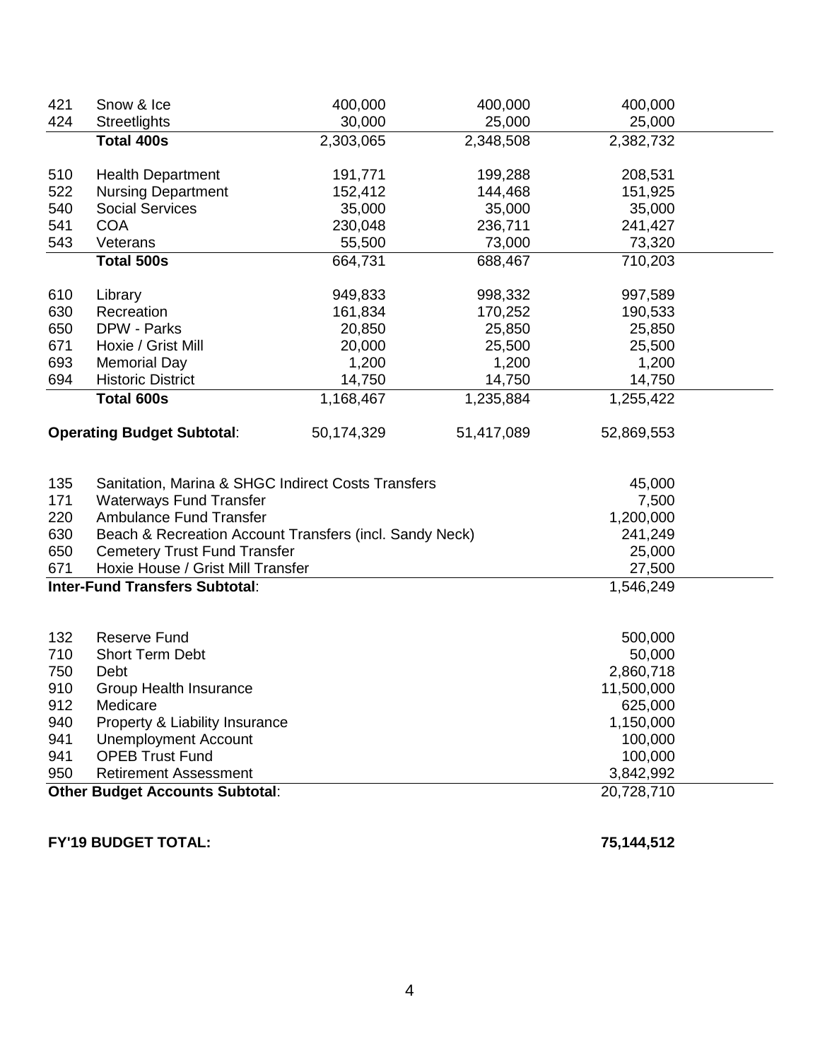| | | | | |
|---|---|---|---|---|
| 421 | Snow & Ice | 400,000 | 400,000 | 400,000 |
| 424 | Streetlights | 30,000 | 25,000 | 25,000 |
| | **Total 400s** | 2,303,065 | 2,348,508 | 2,382,732 |
| | | | | |
| 510 | Health Department | 191,771 | 199,288 | 208,531 |
| 522 | Nursing Department | 152,412 | 144,468 | 151,925 |
| 540 | Social Services | 35,000 | 35,000 | 35,000 |
| 541 | COA | 230,048 | 236,711 | 241,427 |
| 543 | Veterans | 55,500 | 73,000 | 73,320 |
| | **Total 500s** | 664,731 | 688,467 | 710,203 |
| | | | | |
| 610 | Library | 949,833 | 998,332 | 997,589 |
| 630 | Recreation | 161,834 | 170,252 | 190,533 |
| 650 | DPW - Parks | 20,850 | 25,850 | 25,850 |
| 671 | Hoxie / Grist Mill | 20,000 | 25,500 | 25,500 |
| 693 | Memorial Day | 1,200 | 1,200 | 1,200 |
| 694 | Historic District | 14,750 | 14,750 | 14,750 |
| | **Total 600s** | 1,168,467 | 1,235,884 | 1,255,422 |
| | | | | |
| **Operating Budget Subtotal**: | | 50,174,329 | 51,417,089 | 52,869,553 |

| | | |
|---|---|---|
| 135 | Sanitation, Marina & SHGC Indirect Costs Transfers | 45,000 |
| 171 | Waterways Fund Transfer | 7,500 |
| 220 | Ambulance Fund Transfer | 1,200,000 |
| 630 | Beach & Recreation Account Transfers (incl. Sandy Neck) | 241,249 |
| 650 | Cemetery Trust Fund Transfer | 25,000 |
| 671 | Hoxie House / Grist Mill Transfer | 27,500 |
| **Inter-Fund Transfers Subtotal**: | | 1,546,249 |

| | | |
|---|---|---|
| 132 | Reserve Fund | 500,000 |
| 710 | Short Term Debt | 50,000 |
| 750 | Debt | 2,860,718 |
| 910 | Group Health Insurance | 11,500,000 |
| 912 | Medicare | 625,000 |
| 940 | Property & Liability Insurance | 1,150,000 |
| 941 | Unemployment Account | 100,000 |
| 941 | OPEB Trust Fund | 100,000 |
| 950 | Retirement Assessment | 3,842,992 |
| **Other Budget Accounts Subtotal**: | | 20,728,710 |

**FY'19 BUDGET TOTAL:** **75,144,512**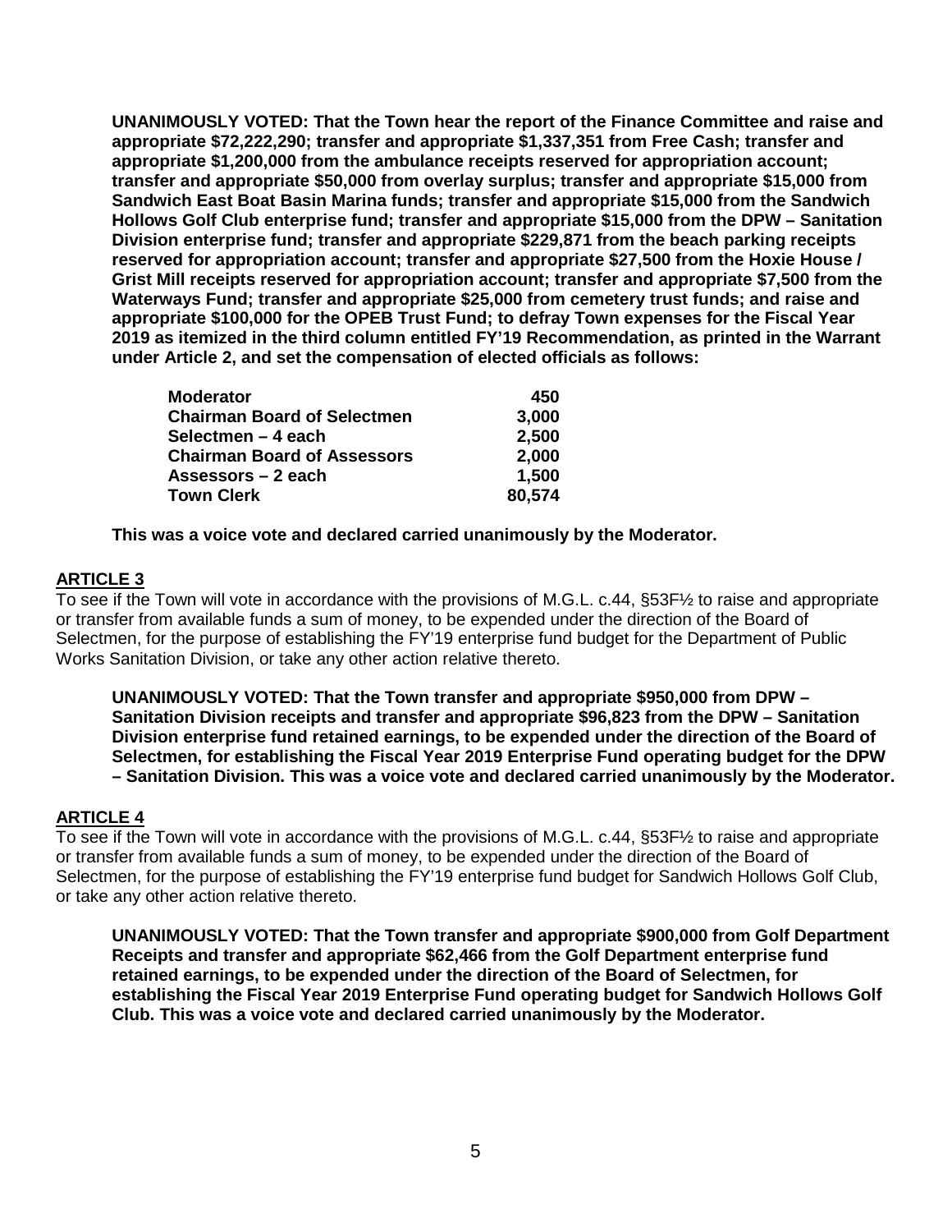**UNANIMOUSLY VOTED: That the Town hear the report of the Finance Committee and raise and appropriate $72,222,290; transfer and appropriate $1,337,351 from Free Cash; transfer and appropriate $1,200,000 from the ambulance receipts reserved for appropriation account; transfer and appropriate $50,000 from overlay surplus; transfer and appropriate $15,000 from Sandwich East Boat Basin Marina funds; transfer and appropriate $15,000 from the Sandwich Hollows Golf Club enterprise fund; transfer and appropriate $15,000 from the DPW – Sanitation Division enterprise fund; transfer and appropriate $229,871 from the beach parking receipts reserved for appropriation account; transfer and appropriate $27,500 from the Hoxie House / Grist Mill receipts reserved for appropriation account; transfer and appropriate $7,500 from the Waterways Fund; transfer and appropriate $25,000 from cemetery trust funds; and raise and appropriate $100,000 for the OPEB Trust Fund; to defray Town expenses for the Fiscal Year 2019 as itemized in the third column entitled FY'19 Recommendation, as printed in the Warrant under Article 2, and set the compensation of elected officials as follows:**

| | |
|---|---:|
| **Moderator** | **450** |
| **Chairman Board of Selectmen** | **3,000** |
| **Selectmen – 4 each** | **2,500** |
| **Chairman Board of Assessors** | **2,000** |
| **Assessors – 2 each** | **1,500** |
| **Town Clerk** | **80,574** |

**This was a voice vote and declared carried unanimously by the Moderator.**

## ARTICLE 3

To see if the Town will vote in accordance with the provisions of M.G.L. c.44, §53F½ to raise and appropriate or transfer from available funds a sum of money, to be expended under the direction of the Board of Selectmen, for the purpose of establishing the FY'19 enterprise fund budget for the Department of Public Works Sanitation Division, or take any other action relative thereto.

**UNANIMOUSLY VOTED: That the Town transfer and appropriate $950,000 from DPW – Sanitation Division receipts and transfer and appropriate $96,823 from the DPW – Sanitation Division enterprise fund retained earnings, to be expended under the direction of the Board of Selectmen, for establishing the Fiscal Year 2019 Enterprise Fund operating budget for the DPW – Sanitation Division. This was a voice vote and declared carried unanimously by the Moderator.**

## ARTICLE 4

To see if the Town will vote in accordance with the provisions of M.G.L. c.44, §53F½ to raise and appropriate or transfer from available funds a sum of money, to be expended under the direction of the Board of Selectmen, for the purpose of establishing the FY'19 enterprise fund budget for Sandwich Hollows Golf Club, or take any other action relative thereto.

**UNANIMOUSLY VOTED: That the Town transfer and appropriate $900,000 from Golf Department Receipts and transfer and appropriate $62,466 from the Golf Department enterprise fund retained earnings, to be expended under the direction of the Board of Selectmen, for establishing the Fiscal Year 2019 Enterprise Fund operating budget for Sandwich Hollows Golf Club. This was a voice vote and declared carried unanimously by the Moderator.**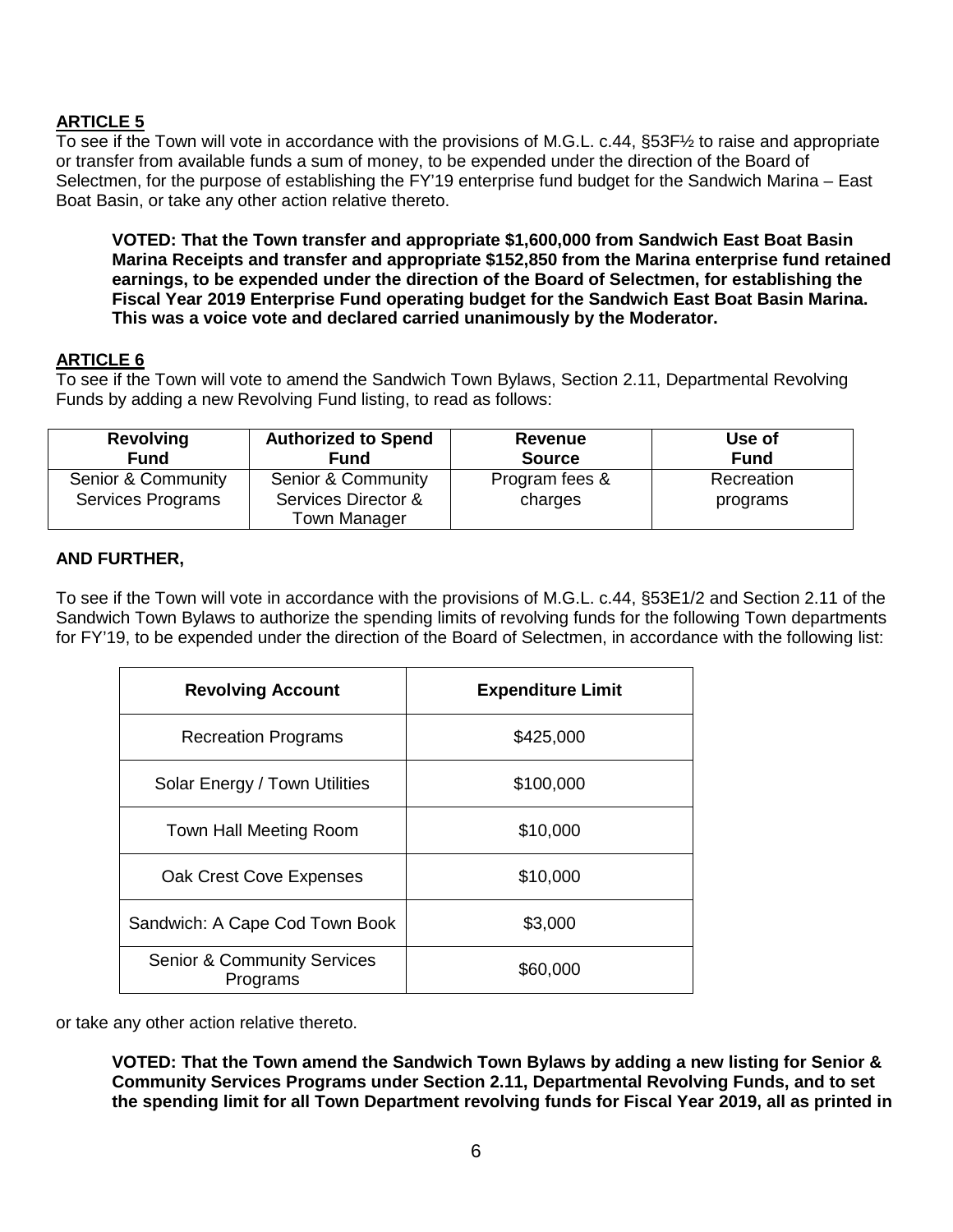**ARTICLE 5**

To see if the Town will vote in accordance with the provisions of M.G.L. c.44, §53F½ to raise and appropriate or transfer from available funds a sum of money, to be expended under the direction of the Board of Selectmen, for the purpose of establishing the FY'19 enterprise fund budget for the Sandwich Marina – East Boat Basin, or take any other action relative thereto.

**VOTED: That the Town transfer and appropriate $1,600,000 from Sandwich East Boat Basin Marina Receipts and transfer and appropriate $152,850 from the Marina enterprise fund retained earnings, to be expended under the direction of the Board of Selectmen, for establishing the Fiscal Year 2019 Enterprise Fund operating budget for the Sandwich East Boat Basin Marina. This was a voice vote and declared carried unanimously by the Moderator.**

**ARTICLE 6**

To see if the Town will vote to amend the Sandwich Town Bylaws, Section 2.11, Departmental Revolving Funds by adding a new Revolving Fund listing, to read as follows:

| Revolving Fund | Authorized to Spend Fund | Revenue Source | Use of Fund |
|---|---|---|---|
| Senior & Community Services Programs | Senior & Community Services Director & Town Manager | Program fees & charges | Recreation programs |

**AND FURTHER,**

To see if the Town will vote in accordance with the provisions of M.G.L. c.44, §53E1/2 and Section 2.11 of the Sandwich Town Bylaws to authorize the spending limits of revolving funds for the following Town departments for FY'19, to be expended under the direction of the Board of Selectmen, in accordance with the following list:

| Revolving Account | Expenditure Limit |
|---|---|
| Recreation Programs | $425,000 |
| Solar Energy / Town Utilities | $100,000 |
| Town Hall Meeting Room | $10,000 |
| Oak Crest Cove Expenses | $10,000 |
| Sandwich: A Cape Cod Town Book | $3,000 |
| Senior & Community Services Programs | $60,000 |

or take any other action relative thereto.

**VOTED: That the Town amend the Sandwich Town Bylaws by adding a new listing for Senior & Community Services Programs under Section 2.11, Departmental Revolving Funds, and to set the spending limit for all Town Department revolving funds for Fiscal Year 2019, all as printed in**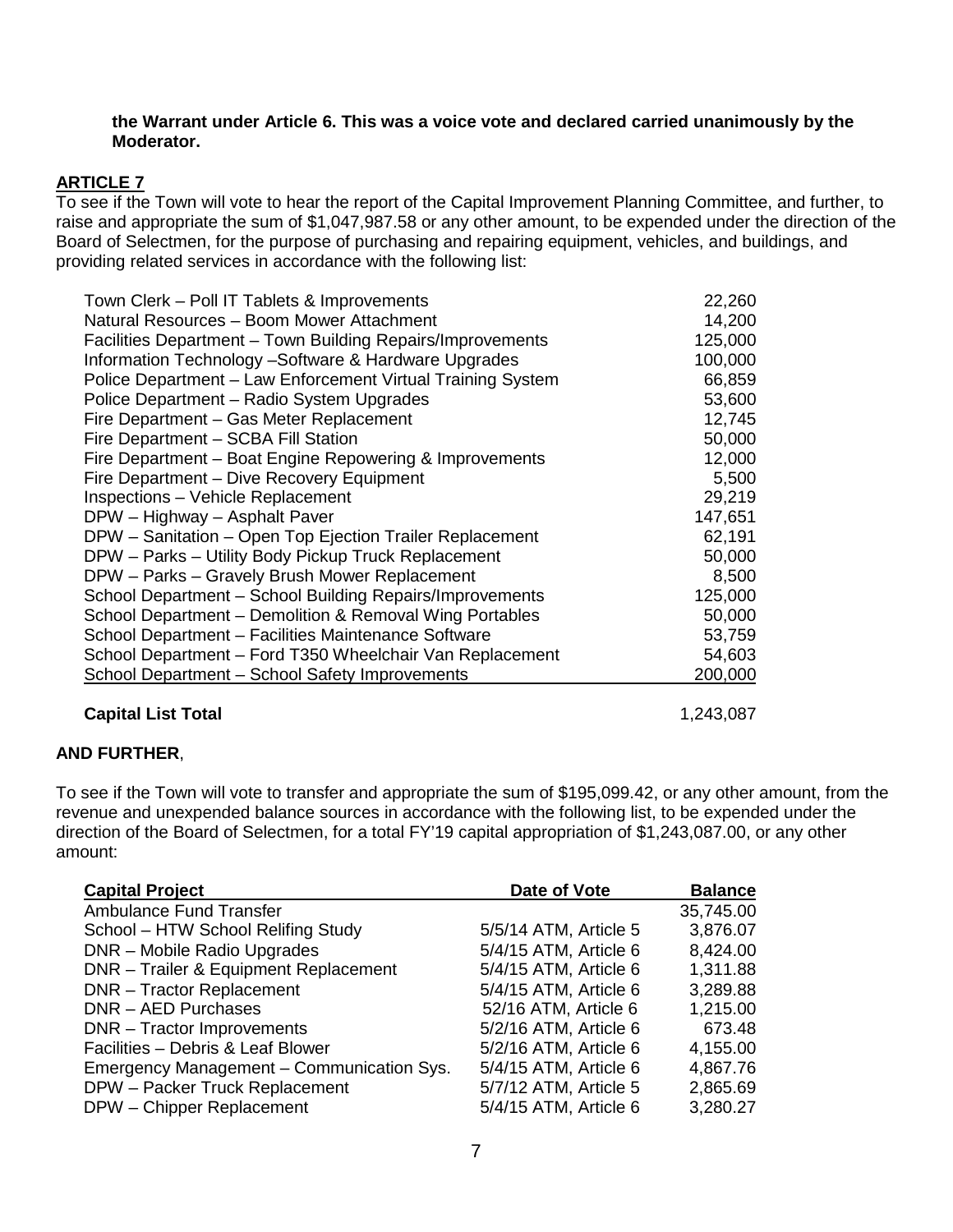**the Warrant under Article 6. This was a voice vote and declared carried unanimously by the Moderator.**

## ARTICLE 7

To see if the Town will vote to hear the report of the Capital Improvement Planning Committee, and further, to raise and appropriate the sum of $1,047,987.58 or any other amount, to be expended under the direction of the Board of Selectmen, for the purpose of purchasing and repairing equipment, vehicles, and buildings, and providing related services in accordance with the following list:

| | |
|---|---:|
| Town Clerk – Poll IT Tablets & Improvements | 22,260 |
| Natural Resources – Boom Mower Attachment | 14,200 |
| Facilities Department – Town Building Repairs/Improvements | 125,000 |
| Information Technology –Software & Hardware Upgrades | 100,000 |
| Police Department – Law Enforcement Virtual Training System | 66,859 |
| Police Department – Radio System Upgrades | 53,600 |
| Fire Department – Gas Meter Replacement | 12,745 |
| Fire Department – SCBA Fill Station | 50,000 |
| Fire Department – Boat Engine Repowering & Improvements | 12,000 |
| Fire Department – Dive Recovery Equipment | 5,500 |
| Inspections – Vehicle Replacement | 29,219 |
| DPW – Highway – Asphalt Paver | 147,651 |
| DPW – Sanitation – Open Top Ejection Trailer Replacement | 62,191 |
| DPW – Parks – Utility Body Pickup Truck Replacement | 50,000 |
| DPW – Parks – Gravely Brush Mower Replacement | 8,500 |
| School Department – School Building Repairs/Improvements | 125,000 |
| School Department – Demolition & Removal Wing Portables | 50,000 |
| School Department – Facilities Maintenance Software | 53,759 |
| School Department – Ford T350 Wheelchair Van Replacement | 54,603 |
| School Department – School Safety Improvements | 200,000 |
| **Capital List Total** | 1,243,087 |

**AND FURTHER**,

To see if the Town will vote to transfer and appropriate the sum of $195,099.42, or any other amount, from the revenue and unexpended balance sources in accordance with the following list, to be expended under the direction of the Board of Selectmen, for a total FY'19 capital appropriation of $1,243,087.00, or any other amount:

| Capital Project | Date of Vote | Balance |
|---|---|---:|
| Ambulance Fund Transfer | | 35,745.00 |
| School – HTW School Relifing Study | 5/5/14 ATM, Article 5 | 3,876.07 |
| DNR – Mobile Radio Upgrades | 5/4/15 ATM, Article 6 | 8,424.00 |
| DNR – Trailer & Equipment Replacement | 5/4/15 ATM, Article 6 | 1,311.88 |
| DNR – Tractor Replacement | 5/4/15 ATM, Article 6 | 3,289.88 |
| DNR – AED Purchases | 52/16 ATM, Article 6 | 1,215.00 |
| DNR – Tractor Improvements | 5/2/16 ATM, Article 6 | 673.48 |
| Facilities – Debris & Leaf Blower | 5/2/16 ATM, Article 6 | 4,155.00 |
| Emergency Management – Communication Sys. | 5/4/15 ATM, Article 6 | 4,867.76 |
| DPW – Packer Truck Replacement | 5/7/12 ATM, Article 5 | 2,865.69 |
| DPW – Chipper Replacement | 5/4/15 ATM, Article 6 | 3,280.27 |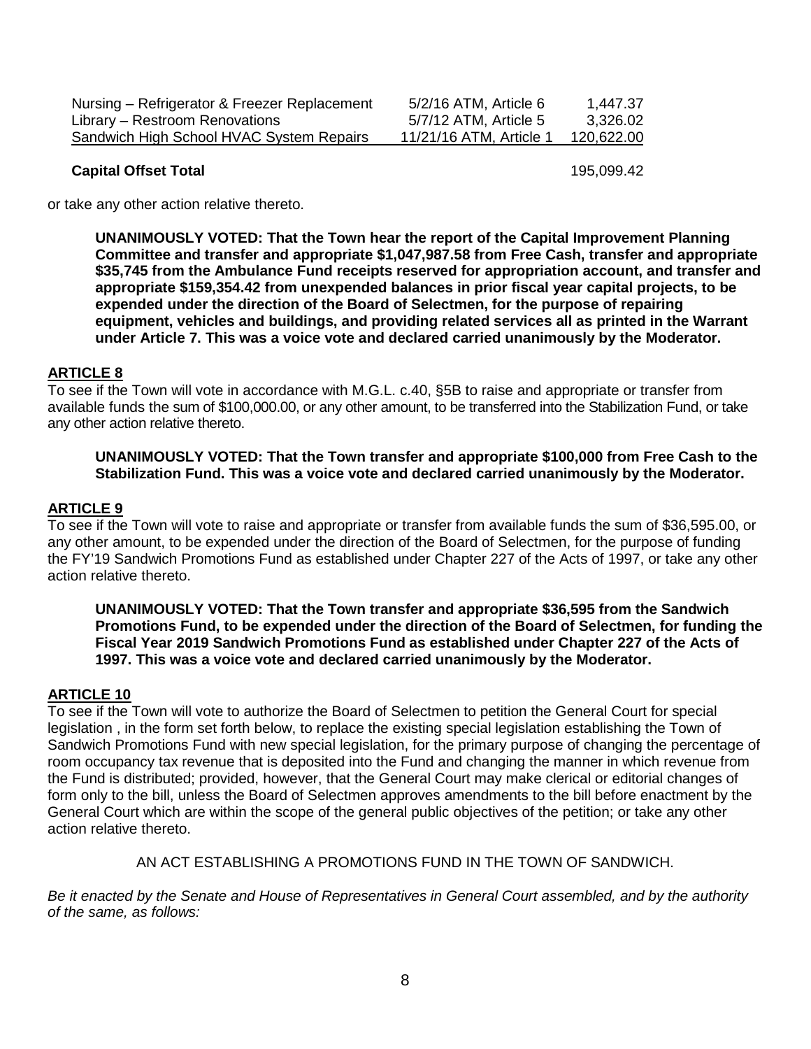| | | |
|---|---|---|
| Nursing – Refrigerator & Freezer Replacement | 5/2/16 ATM, Article 6 | 1,447.37 |
| Library – Restroom Renovations | 5/7/12 ATM, Article 5 | 3,326.02 |
| Sandwich High School HVAC System Repairs | 11/21/16 ATM, Article 1 | 120,622.00 |
| **Capital Offset Total** | | 195,099.42 |

or take any other action relative thereto.

**UNANIMOUSLY VOTED: That the Town hear the report of the Capital Improvement Planning Committee and transfer and appropriate $1,047,987.58 from Free Cash, transfer and appropriate $35,745 from the Ambulance Fund receipts reserved for appropriation account, and transfer and appropriate $159,354.42 from unexpended balances in prior fiscal year capital projects, to be expended under the direction of the Board of Selectmen, for the purpose of repairing equipment, vehicles and buildings, and providing related services all as printed in the Warrant under Article 7. This was a voice vote and declared carried unanimously by the Moderator.**

## ARTICLE 8

To see if the Town will vote in accordance with M.G.L. c.40, §5B to raise and appropriate or transfer from available funds the sum of $100,000.00, or any other amount, to be transferred into the Stabilization Fund, or take any other action relative thereto.

**UNANIMOUSLY VOTED: That the Town transfer and appropriate $100,000 from Free Cash to the Stabilization Fund. This was a voice vote and declared carried unanimously by the Moderator.**

## ARTICLE 9

To see if the Town will vote to raise and appropriate or transfer from available funds the sum of $36,595.00, or any other amount, to be expended under the direction of the Board of Selectmen, for the purpose of funding the FY'19 Sandwich Promotions Fund as established under Chapter 227 of the Acts of 1997, or take any other action relative thereto.

**UNANIMOUSLY VOTED: That the Town transfer and appropriate $36,595 from the Sandwich Promotions Fund, to be expended under the direction of the Board of Selectmen, for funding the Fiscal Year 2019 Sandwich Promotions Fund as established under Chapter 227 of the Acts of 1997. This was a voice vote and declared carried unanimously by the Moderator.**

## ARTICLE 10

To see if the Town will vote to authorize the Board of Selectmen to petition the General Court for special legislation , in the form set forth below, to replace the existing special legislation establishing the Town of Sandwich Promotions Fund with new special legislation, for the primary purpose of changing the percentage of room occupancy tax revenue that is deposited into the Fund and changing the manner in which revenue from the Fund is distributed; provided, however, that the General Court may make clerical or editorial changes of form only to the bill, unless the Board of Selectmen approves amendments to the bill before enactment by the General Court which are within the scope of the general public objectives of the petition; or take any other action relative thereto.

AN ACT ESTABLISHING A PROMOTIONS FUND IN THE TOWN OF SANDWICH.

*Be it enacted by the Senate and House of Representatives in General Court assembled, and by the authority of the same, as follows:*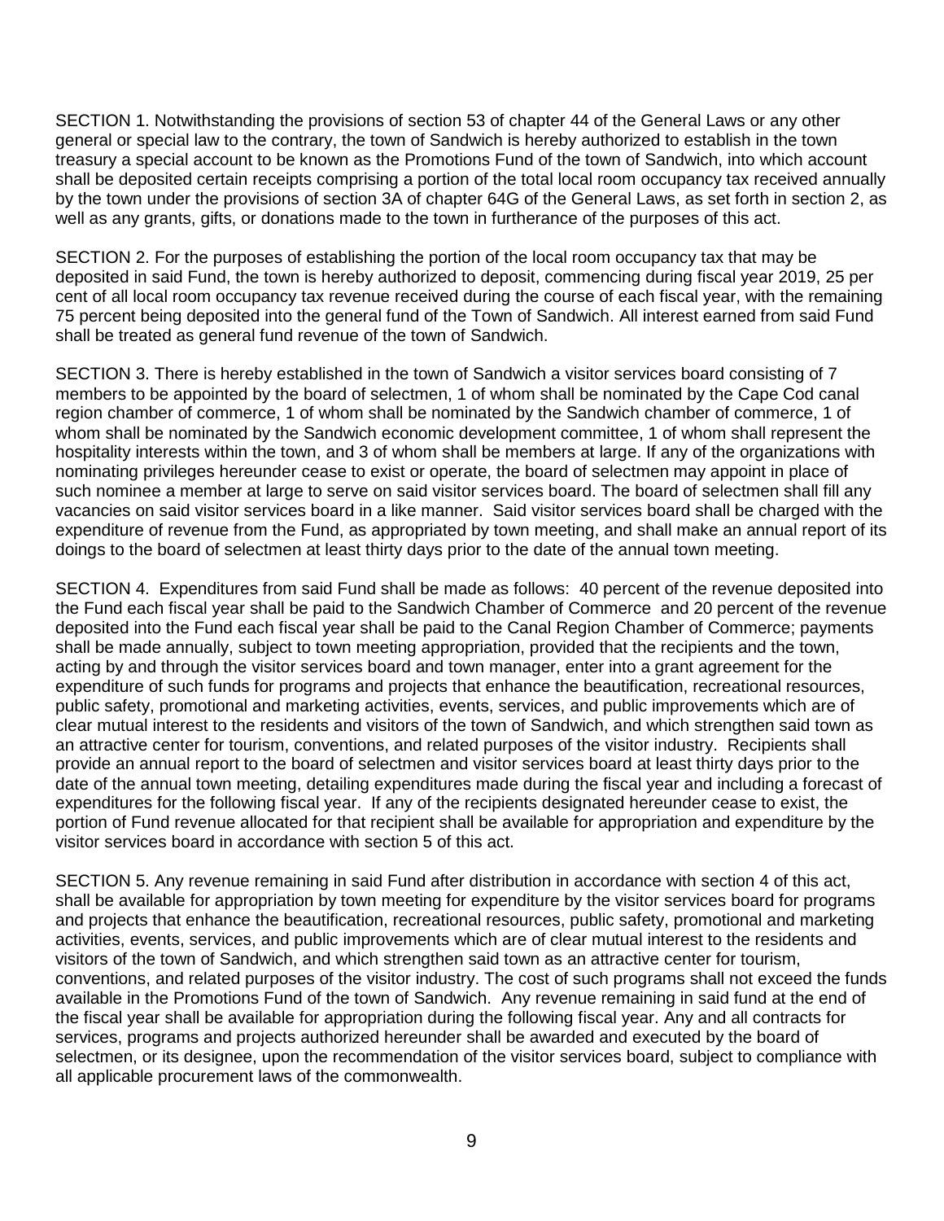SECTION 1. Notwithstanding the provisions of section 53 of chapter 44 of the General Laws or any other general or special law to the contrary, the town of Sandwich is hereby authorized to establish in the town treasury a special account to be known as the Promotions Fund of the town of Sandwich, into which account shall be deposited certain receipts comprising a portion of the total local room occupancy tax received annually by the town under the provisions of section 3A of chapter 64G of the General Laws, as set forth in section 2, as well as any grants, gifts, or donations made to the town in furtherance of the purposes of this act.

SECTION 2. For the purposes of establishing the portion of the local room occupancy tax that may be deposited in said Fund, the town is hereby authorized to deposit, commencing during fiscal year 2019, 25 per cent of all local room occupancy tax revenue received during the course of each fiscal year, with the remaining 75 percent being deposited into the general fund of the Town of Sandwich. All interest earned from said Fund shall be treated as general fund revenue of the town of Sandwich.

SECTION 3. There is hereby established in the town of Sandwich a visitor services board consisting of 7 members to be appointed by the board of selectmen, 1 of whom shall be nominated by the Cape Cod canal region chamber of commerce, 1 of whom shall be nominated by the Sandwich chamber of commerce, 1 of whom shall be nominated by the Sandwich economic development committee, 1 of whom shall represent the hospitality interests within the town, and 3 of whom shall be members at large. If any of the organizations with nominating privileges hereunder cease to exist or operate, the board of selectmen may appoint in place of such nominee a member at large to serve on said visitor services board. The board of selectmen shall fill any vacancies on said visitor services board in a like manner. Said visitor services board shall be charged with the expenditure of revenue from the Fund, as appropriated by town meeting, and shall make an annual report of its doings to the board of selectmen at least thirty days prior to the date of the annual town meeting.

SECTION 4. Expenditures from said Fund shall be made as follows: 40 percent of the revenue deposited into the Fund each fiscal year shall be paid to the Sandwich Chamber of Commerce and 20 percent of the revenue deposited into the Fund each fiscal year shall be paid to the Canal Region Chamber of Commerce; payments shall be made annually, subject to town meeting appropriation, provided that the recipients and the town, acting by and through the visitor services board and town manager, enter into a grant agreement for the expenditure of such funds for programs and projects that enhance the beautification, recreational resources, public safety, promotional and marketing activities, events, services, and public improvements which are of clear mutual interest to the residents and visitors of the town of Sandwich, and which strengthen said town as an attractive center for tourism, conventions, and related purposes of the visitor industry. Recipients shall provide an annual report to the board of selectmen and visitor services board at least thirty days prior to the date of the annual town meeting, detailing expenditures made during the fiscal year and including a forecast of expenditures for the following fiscal year. If any of the recipients designated hereunder cease to exist, the portion of Fund revenue allocated for that recipient shall be available for appropriation and expenditure by the visitor services board in accordance with section 5 of this act.

SECTION 5. Any revenue remaining in said Fund after distribution in accordance with section 4 of this act, shall be available for appropriation by town meeting for expenditure by the visitor services board for programs and projects that enhance the beautification, recreational resources, public safety, promotional and marketing activities, events, services, and public improvements which are of clear mutual interest to the residents and visitors of the town of Sandwich, and which strengthen said town as an attractive center for tourism, conventions, and related purposes of the visitor industry. The cost of such programs shall not exceed the funds available in the Promotions Fund of the town of Sandwich. Any revenue remaining in said fund at the end of the fiscal year shall be available for appropriation during the following fiscal year. Any and all contracts for services, programs and projects authorized hereunder shall be awarded and executed by the board of selectmen, or its designee, upon the recommendation of the visitor services board, subject to compliance with all applicable procurement laws of the commonwealth.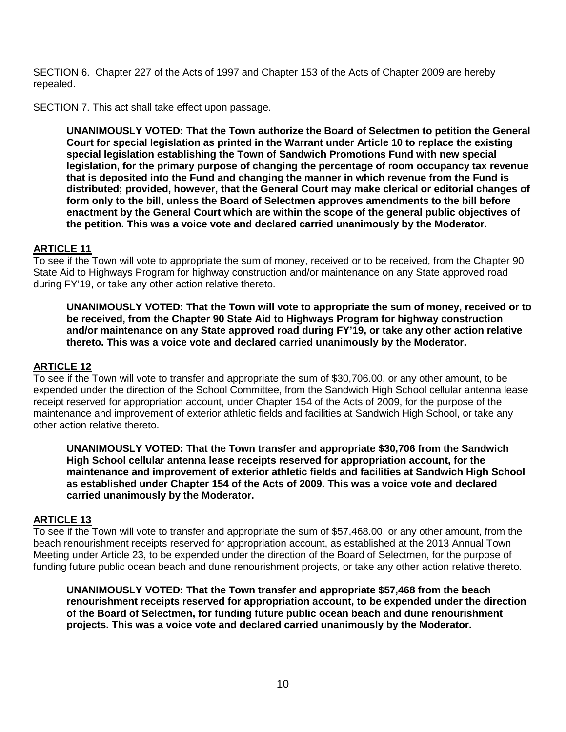SECTION 6. Chapter 227 of the Acts of 1997 and Chapter 153 of the Acts of Chapter 2009 are hereby repealed.

SECTION 7. This act shall take effect upon passage.

**UNANIMOUSLY VOTED: That the Town authorize the Board of Selectmen to petition the General Court for special legislation as printed in the Warrant under Article 10 to replace the existing special legislation establishing the Town of Sandwich Promotions Fund with new special legislation, for the primary purpose of changing the percentage of room occupancy tax revenue that is deposited into the Fund and changing the manner in which revenue from the Fund is distributed; provided, however, that the General Court may make clerical or editorial changes of form only to the bill, unless the Board of Selectmen approves amendments to the bill before enactment by the General Court which are within the scope of the general public objectives of the petition. This was a voice vote and declared carried unanimously by the Moderator.**

## ARTICLE 11

To see if the Town will vote to appropriate the sum of money, received or to be received, from the Chapter 90 State Aid to Highways Program for highway construction and/or maintenance on any State approved road during FY'19, or take any other action relative thereto.

**UNANIMOUSLY VOTED: That the Town will vote to appropriate the sum of money, received or to be received, from the Chapter 90 State Aid to Highways Program for highway construction and/or maintenance on any State approved road during FY'19, or take any other action relative thereto. This was a voice vote and declared carried unanimously by the Moderator.**

## ARTICLE 12

To see if the Town will vote to transfer and appropriate the sum of $30,706.00, or any other amount, to be expended under the direction of the School Committee, from the Sandwich High School cellular antenna lease receipt reserved for appropriation account, under Chapter 154 of the Acts of 2009, for the purpose of the maintenance and improvement of exterior athletic fields and facilities at Sandwich High School, or take any other action relative thereto.

**UNANIMOUSLY VOTED: That the Town transfer and appropriate $30,706 from the Sandwich High School cellular antenna lease receipts reserved for appropriation account, for the maintenance and improvement of exterior athletic fields and facilities at Sandwich High School as established under Chapter 154 of the Acts of 2009. This was a voice vote and declared carried unanimously by the Moderator.**

## ARTICLE 13

To see if the Town will vote to transfer and appropriate the sum of $57,468.00, or any other amount, from the beach renourishment receipts reserved for appropriation account, as established at the 2013 Annual Town Meeting under Article 23, to be expended under the direction of the Board of Selectmen, for the purpose of funding future public ocean beach and dune renourishment projects, or take any other action relative thereto.

**UNANIMOUSLY VOTED: That the Town transfer and appropriate $57,468 from the beach renourishment receipts reserved for appropriation account, to be expended under the direction of the Board of Selectmen, for funding future public ocean beach and dune renourishment projects. This was a voice vote and declared carried unanimously by the Moderator.**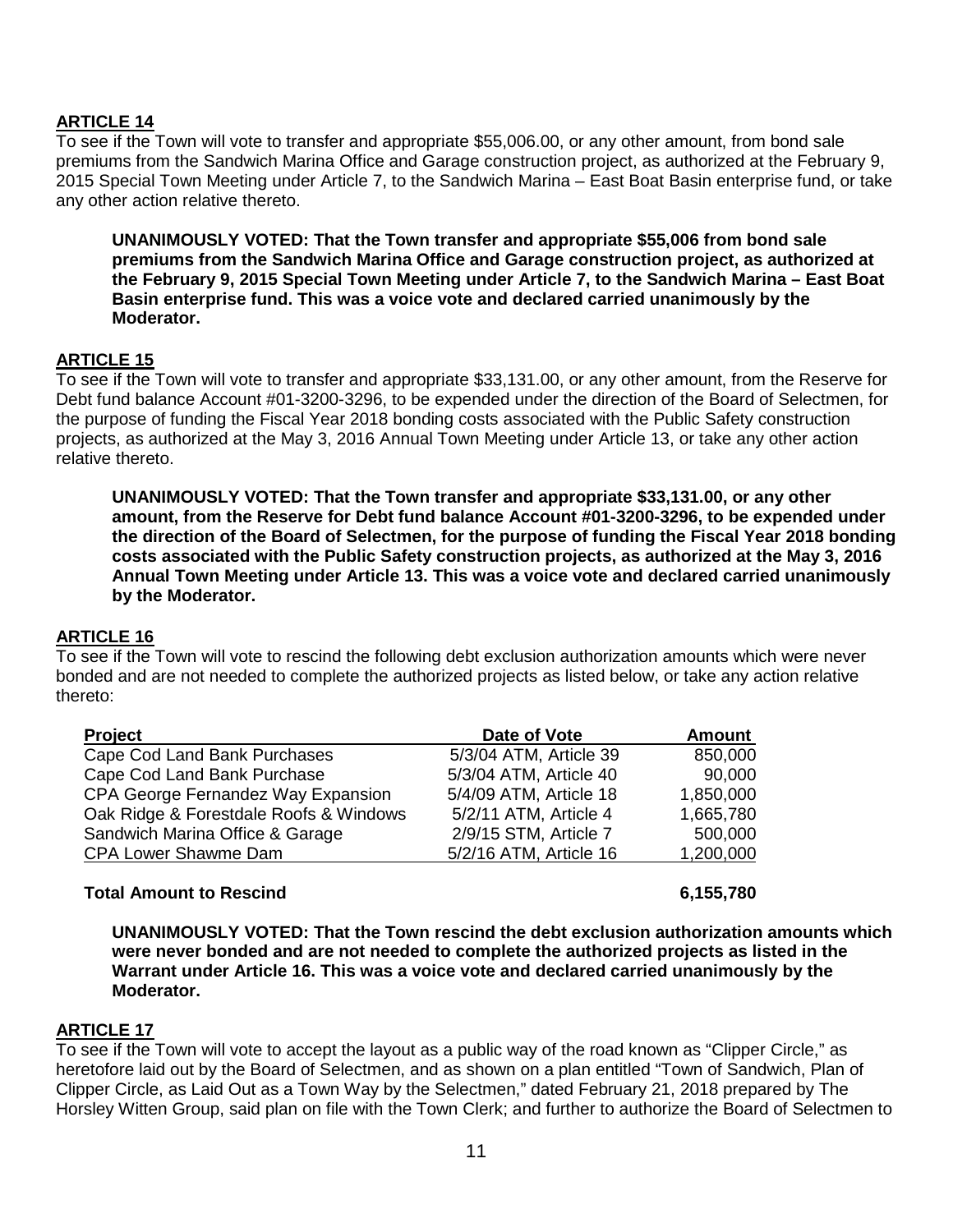**ARTICLE 14**

To see if the Town will vote to transfer and appropriate $55,006.00, or any other amount, from bond sale premiums from the Sandwich Marina Office and Garage construction project, as authorized at the February 9, 2015 Special Town Meeting under Article 7, to the Sandwich Marina – East Boat Basin enterprise fund, or take any other action relative thereto.

> **UNANIMOUSLY VOTED: That the Town transfer and appropriate $55,006 from bond sale premiums from the Sandwich Marina Office and Garage construction project, as authorized at the February 9, 2015 Special Town Meeting under Article 7, to the Sandwich Marina – East Boat Basin enterprise fund. This was a voice vote and declared carried unanimously by the Moderator.**

**ARTICLE 15**

To see if the Town will vote to transfer and appropriate $33,131.00, or any other amount, from the Reserve for Debt fund balance Account #01-3200-3296, to be expended under the direction of the Board of Selectmen, for the purpose of funding the Fiscal Year 2018 bonding costs associated with the Public Safety construction projects, as authorized at the May 3, 2016 Annual Town Meeting under Article 13, or take any other action relative thereto.

> **UNANIMOUSLY VOTED: That the Town transfer and appropriate $33,131.00, or any other amount, from the Reserve for Debt fund balance Account #01-3200-3296, to be expended under the direction of the Board of Selectmen, for the purpose of funding the Fiscal Year 2018 bonding costs associated with the Public Safety construction projects, as authorized at the May 3, 2016 Annual Town Meeting under Article 13. This was a voice vote and declared carried unanimously by the Moderator.**

**ARTICLE 16**

To see if the Town will vote to rescind the following debt exclusion authorization amounts which were never bonded and are not needed to complete the authorized projects as listed below, or take any action relative thereto:

| Project | Date of Vote | Amount |
|---|---|---|
| Cape Cod Land Bank Purchases | 5/3/04 ATM, Article 39 | 850,000 |
| Cape Cod Land Bank Purchase | 5/3/04 ATM, Article 40 | 90,000 |
| CPA George Fernandez Way Expansion | 5/4/09 ATM, Article 18 | 1,850,000 |
| Oak Ridge & Forestdale Roofs & Windows | 5/2/11 ATM, Article 4 | 1,665,780 |
| Sandwich Marina Office & Garage | 2/9/15 STM, Article 7 | 500,000 |
| CPA Lower Shawme Dam | 5/2/16 ATM, Article 16 | 1,200,000 |
| **Total Amount to Rescind** | | **6,155,780** |

> **UNANIMOUSLY VOTED: That the Town rescind the debt exclusion authorization amounts which were never bonded and are not needed to complete the authorized projects as listed in the Warrant under Article 16. This was a voice vote and declared carried unanimously by the Moderator.**

**ARTICLE 17**

To see if the Town will vote to accept the layout as a public way of the road known as "Clipper Circle," as heretofore laid out by the Board of Selectmen, and as shown on a plan entitled "Town of Sandwich, Plan of Clipper Circle, as Laid Out as a Town Way by the Selectmen," dated February 21, 2018 prepared by The Horsley Witten Group, said plan on file with the Town Clerk; and further to authorize the Board of Selectmen to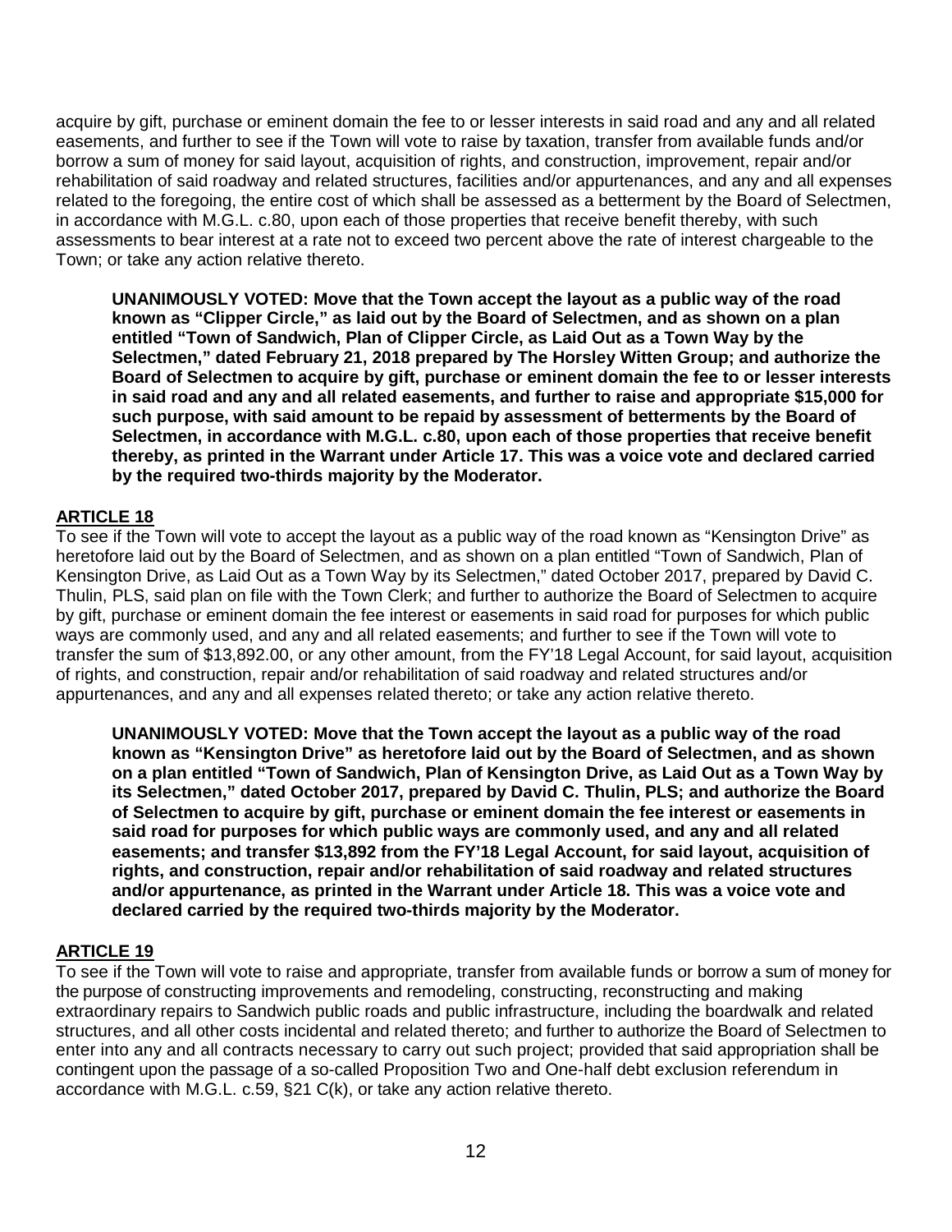acquire by gift, purchase or eminent domain the fee to or lesser interests in said road and any and all related easements, and further to see if the Town will vote to raise by taxation, transfer from available funds and/or borrow a sum of money for said layout, acquisition of rights, and construction, improvement, repair and/or rehabilitation of said roadway and related structures, facilities and/or appurtenances, and any and all expenses related to the foregoing, the entire cost of which shall be assessed as a betterment by the Board of Selectmen, in accordance with M.G.L. c.80, upon each of those properties that receive benefit thereby, with such assessments to bear interest at a rate not to exceed two percent above the rate of interest chargeable to the Town; or take any action relative thereto.

**UNANIMOUSLY VOTED: Move that the Town accept the layout as a public way of the road known as "Clipper Circle," as laid out by the Board of Selectmen, and as shown on a plan entitled "Town of Sandwich, Plan of Clipper Circle, as Laid Out as a Town Way by the Selectmen," dated February 21, 2018 prepared by The Horsley Witten Group; and authorize the Board of Selectmen to acquire by gift, purchase or eminent domain the fee to or lesser interests in said road and any and all related easements, and further to raise and appropriate $15,000 for such purpose, with said amount to be repaid by assessment of betterments by the Board of Selectmen, in accordance with M.G.L. c.80, upon each of those properties that receive benefit thereby, as printed in the Warrant under Article 17. This was a voice vote and declared carried by the required two-thirds majority by the Moderator.**

## ARTICLE 18

To see if the Town will vote to accept the layout as a public way of the road known as "Kensington Drive" as heretofore laid out by the Board of Selectmen, and as shown on a plan entitled "Town of Sandwich, Plan of Kensington Drive, as Laid Out as a Town Way by its Selectmen," dated October 2017, prepared by David C. Thulin, PLS, said plan on file with the Town Clerk; and further to authorize the Board of Selectmen to acquire by gift, purchase or eminent domain the fee interest or easements in said road for purposes for which public ways are commonly used, and any and all related easements; and further to see if the Town will vote to transfer the sum of $13,892.00, or any other amount, from the FY'18 Legal Account, for said layout, acquisition of rights, and construction, repair and/or rehabilitation of said roadway and related structures and/or appurtenances, and any and all expenses related thereto; or take any action relative thereto.

**UNANIMOUSLY VOTED: Move that the Town accept the layout as a public way of the road known as "Kensington Drive" as heretofore laid out by the Board of Selectmen, and as shown on a plan entitled "Town of Sandwich, Plan of Kensington Drive, as Laid Out as a Town Way by its Selectmen," dated October 2017, prepared by David C. Thulin, PLS; and authorize the Board of Selectmen to acquire by gift, purchase or eminent domain the fee interest or easements in said road for purposes for which public ways are commonly used, and any and all related easements; and transfer $13,892 from the FY'18 Legal Account, for said layout, acquisition of rights, and construction, repair and/or rehabilitation of said roadway and related structures and/or appurtenance, as printed in the Warrant under Article 18. This was a voice vote and declared carried by the required two-thirds majority by the Moderator.**

## ARTICLE 19

To see if the Town will vote to raise and appropriate, transfer from available funds or borrow a sum of money for the purpose of constructing improvements and remodeling, constructing, reconstructing and making extraordinary repairs to Sandwich public roads and public infrastructure, including the boardwalk and related structures, and all other costs incidental and related thereto; and further to authorize the Board of Selectmen to enter into any and all contracts necessary to carry out such project; provided that said appropriation shall be contingent upon the passage of a so-called Proposition Two and One-half debt exclusion referendum in accordance with M.G.L. c.59, §21 C(k), or take any action relative thereto.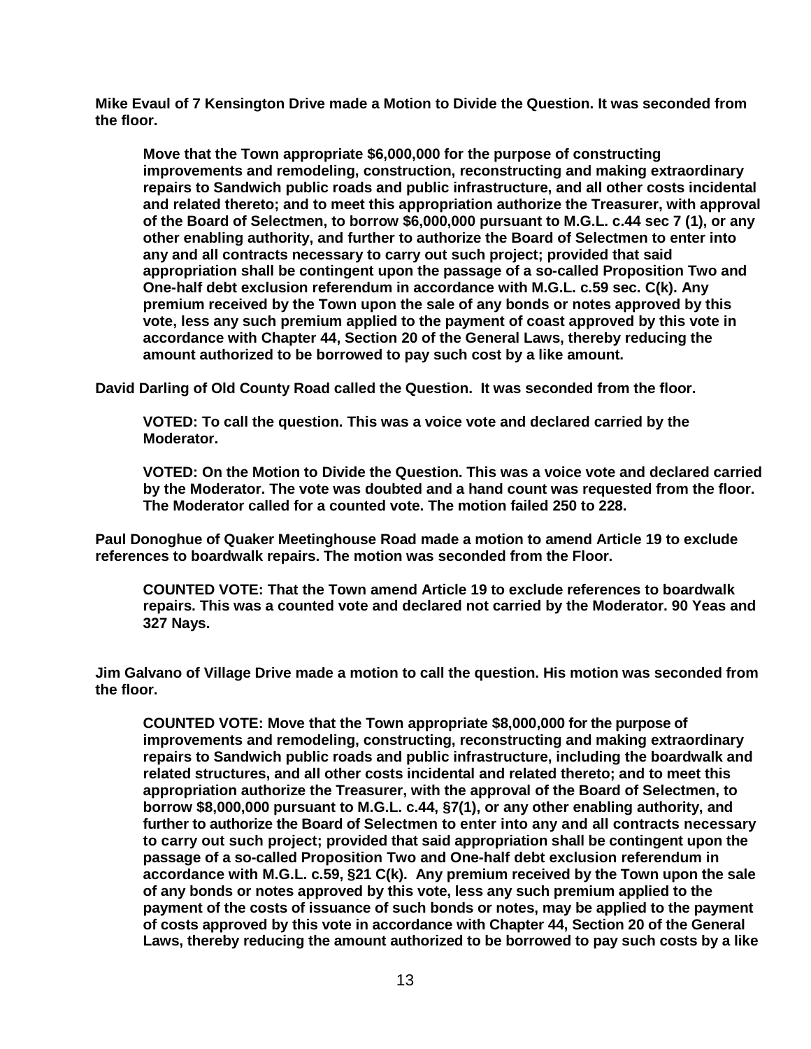**Mike Evaul of 7 Kensington Drive made a Motion to Divide the Question. It was seconded from the floor.**

> **Move that the Town appropriate $6,000,000 for the purpose of constructing improvements and remodeling, construction, reconstructing and making extraordinary repairs to Sandwich public roads and public infrastructure, and all other costs incidental and related thereto; and to meet this appropriation authorize the Treasurer, with approval of the Board of Selectmen, to borrow $6,000,000 pursuant to M.G.L. c.44 sec 7 (1), or any other enabling authority, and further to authorize the Board of Selectmen to enter into any and all contracts necessary to carry out such project; provided that said appropriation shall be contingent upon the passage of a so-called Proposition Two and One-half debt exclusion referendum in accordance with M.G.L. c.59 sec. C(k). Any premium received by the Town upon the sale of any bonds or notes approved by this vote, less any such premium applied to the payment of coast approved by this vote in accordance with Chapter 44, Section 20 of the General Laws, thereby reducing the amount authorized to be borrowed to pay such cost by a like amount.**

**David Darling of Old County Road called the Question. It was seconded from the floor.**

> **VOTED: To call the question. This was a voice vote and declared carried by the Moderator.**
>
> **VOTED: On the Motion to Divide the Question. This was a voice vote and declared carried by the Moderator. The vote was doubted and a hand count was requested from the floor. The Moderator called for a counted vote. The motion failed 250 to 228.**

**Paul Donoghue of Quaker Meetinghouse Road made a motion to amend Article 19 to exclude references to boardwalk repairs. The motion was seconded from the Floor.**

> **COUNTED VOTE: That the Town amend Article 19 to exclude references to boardwalk repairs. This was a counted vote and declared not carried by the Moderator. 90 Yeas and 327 Nays.**

**Jim Galvano of Village Drive made a motion to call the question. His motion was seconded from the floor.**

> **COUNTED VOTE: Move that the Town appropriate $8,000,000 for the purpose of improvements and remodeling, constructing, reconstructing and making extraordinary repairs to Sandwich public roads and public infrastructure, including the boardwalk and related structures, and all other costs incidental and related thereto; and to meet this appropriation authorize the Treasurer, with the approval of the Board of Selectmen, to borrow $8,000,000 pursuant to M.G.L. c.44, §7(1), or any other enabling authority, and further to authorize the Board of Selectmen to enter into any and all contracts necessary to carry out such project; provided that said appropriation shall be contingent upon the passage of a so-called Proposition Two and One-half debt exclusion referendum in accordance with M.G.L. c.59, §21 C(k). Any premium received by the Town upon the sale of any bonds or notes approved by this vote, less any such premium applied to the payment of the costs of issuance of such bonds or notes, may be applied to the payment of costs approved by this vote in accordance with Chapter 44, Section 20 of the General Laws, thereby reducing the amount authorized to be borrowed to pay such costs by a like**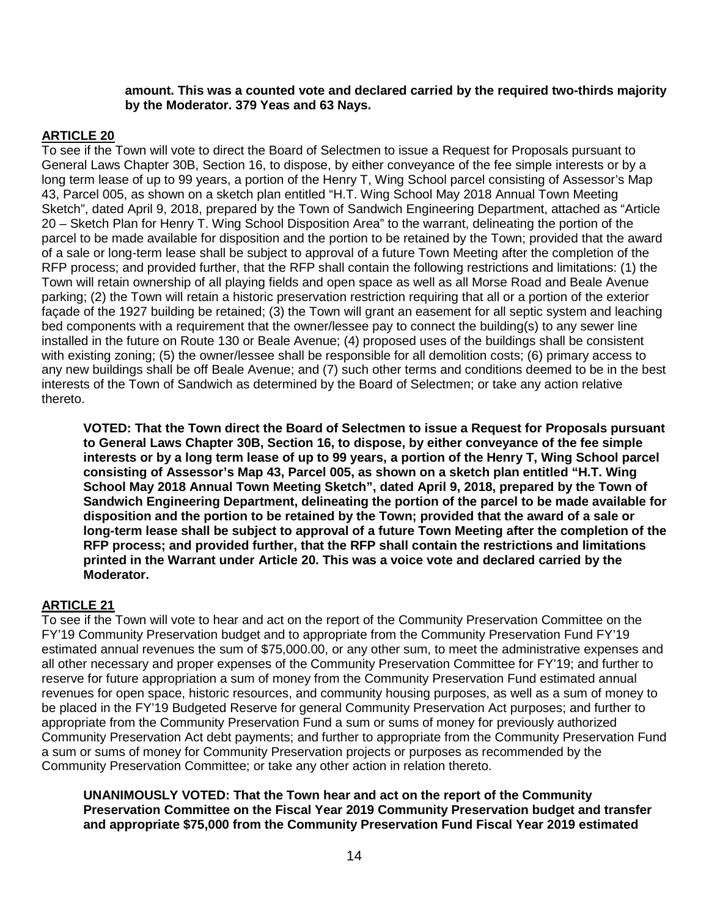**amount. This was a counted vote and declared carried by the required two-thirds majority by the Moderator. 379 Yeas and 63 Nays.**

## ARTICLE 20

To see if the Town will vote to direct the Board of Selectmen to issue a Request for Proposals pursuant to General Laws Chapter 30B, Section 16, to dispose, by either conveyance of the fee simple interests or by a long term lease of up to 99 years, a portion of the Henry T, Wing School parcel consisting of Assessor's Map 43, Parcel 005, as shown on a sketch plan entitled "H.T. Wing School May 2018 Annual Town Meeting Sketch", dated April 9, 2018, prepared by the Town of Sandwich Engineering Department, attached as "Article 20 – Sketch Plan for Henry T. Wing School Disposition Area" to the warrant, delineating the portion of the parcel to be made available for disposition and the portion to be retained by the Town; provided that the award of a sale or long-term lease shall be subject to approval of a future Town Meeting after the completion of the RFP process; and provided further, that the RFP shall contain the following restrictions and limitations: (1) the Town will retain ownership of all playing fields and open space as well as all Morse Road and Beale Avenue parking; (2) the Town will retain a historic preservation restriction requiring that all or a portion of the exterior façade of the 1927 building be retained; (3) the Town will grant an easement for all septic system and leaching bed components with a requirement that the owner/lessee pay to connect the building(s) to any sewer line installed in the future on Route 130 or Beale Avenue; (4) proposed uses of the buildings shall be consistent with existing zoning; (5) the owner/lessee shall be responsible for all demolition costs; (6) primary access to any new buildings shall be off Beale Avenue; and (7) such other terms and conditions deemed to be in the best interests of the Town of Sandwich as determined by the Board of Selectmen; or take any action relative thereto.

**VOTED: That the Town direct the Board of Selectmen to issue a Request for Proposals pursuant to General Laws Chapter 30B, Section 16, to dispose, by either conveyance of the fee simple interests or by a long term lease of up to 99 years, a portion of the Henry T, Wing School parcel consisting of Assessor's Map 43, Parcel 005, as shown on a sketch plan entitled "H.T. Wing School May 2018 Annual Town Meeting Sketch", dated April 9, 2018, prepared by the Town of Sandwich Engineering Department, delineating the portion of the parcel to be made available for disposition and the portion to be retained by the Town; provided that the award of a sale or long-term lease shall be subject to approval of a future Town Meeting after the completion of the RFP process; and provided further, that the RFP shall contain the restrictions and limitations printed in the Warrant under Article 20. This was a voice vote and declared carried by the Moderator.**

## ARTICLE 21

To see if the Town will vote to hear and act on the report of the Community Preservation Committee on the FY'19 Community Preservation budget and to appropriate from the Community Preservation Fund FY'19 estimated annual revenues the sum of $75,000.00, or any other sum, to meet the administrative expenses and all other necessary and proper expenses of the Community Preservation Committee for FY'19; and further to reserve for future appropriation a sum of money from the Community Preservation Fund estimated annual revenues for open space, historic resources, and community housing purposes, as well as a sum of money to be placed in the FY'19 Budgeted Reserve for general Community Preservation Act purposes; and further to appropriate from the Community Preservation Fund a sum or sums of money for previously authorized Community Preservation Act debt payments; and further to appropriate from the Community Preservation Fund a sum or sums of money for Community Preservation projects or purposes as recommended by the Community Preservation Committee; or take any other action in relation thereto.

**UNANIMOUSLY VOTED: That the Town hear and act on the report of the Community Preservation Committee on the Fiscal Year 2019 Community Preservation budget and transfer and appropriate $75,000 from the Community Preservation Fund Fiscal Year 2019 estimated**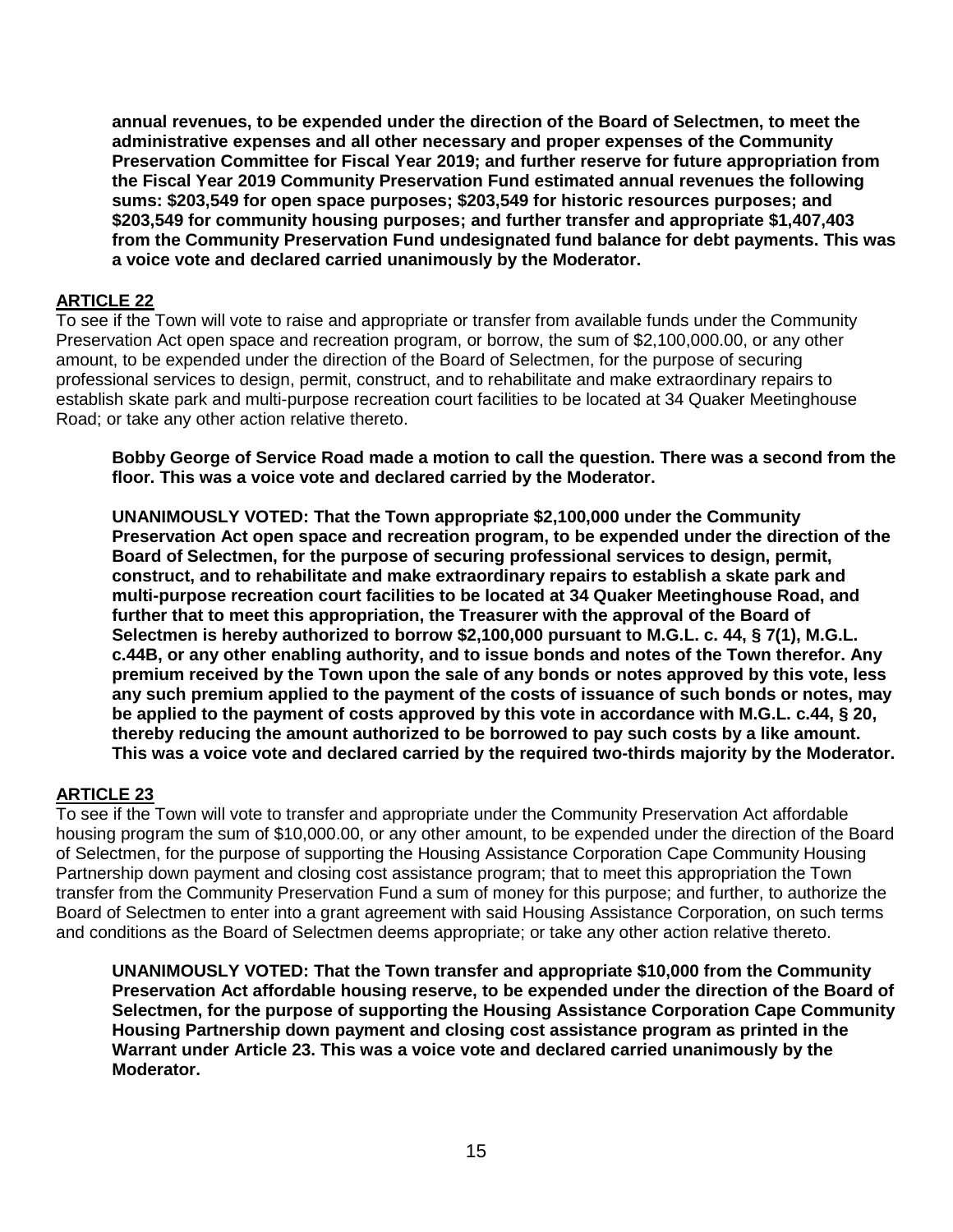**annual revenues, to be expended under the direction of the Board of Selectmen, to meet the administrative expenses and all other necessary and proper expenses of the Community Preservation Committee for Fiscal Year 2019; and further reserve for future appropriation from the Fiscal Year 2019 Community Preservation Fund estimated annual revenues the following sums: $203,549 for open space purposes; $203,549 for historic resources purposes; and $203,549 for community housing purposes; and further transfer and appropriate $1,407,403 from the Community Preservation Fund undesignated fund balance for debt payments. This was a voice vote and declared carried unanimously by the Moderator.**

## ARTICLE 22

To see if the Town will vote to raise and appropriate or transfer from available funds under the Community Preservation Act open space and recreation program, or borrow, the sum of $2,100,000.00, or any other amount, to be expended under the direction of the Board of Selectmen, for the purpose of securing professional services to design, permit, construct, and to rehabilitate and make extraordinary repairs to establish skate park and multi-purpose recreation court facilities to be located at 34 Quaker Meetinghouse Road; or take any other action relative thereto.

**Bobby George of Service Road made a motion to call the question. There was a second from the floor. This was a voice vote and declared carried by the Moderator.**

**UNANIMOUSLY VOTED: That the Town appropriate $2,100,000 under the Community Preservation Act open space and recreation program, to be expended under the direction of the Board of Selectmen, for the purpose of securing professional services to design, permit, construct, and to rehabilitate and make extraordinary repairs to establish a skate park and multi-purpose recreation court facilities to be located at 34 Quaker Meetinghouse Road, and further that to meet this appropriation, the Treasurer with the approval of the Board of Selectmen is hereby authorized to borrow $2,100,000 pursuant to M.G.L. c. 44, § 7(1), M.G.L. c.44B, or any other enabling authority, and to issue bonds and notes of the Town therefor. Any premium received by the Town upon the sale of any bonds or notes approved by this vote, less any such premium applied to the payment of the costs of issuance of such bonds or notes, may be applied to the payment of costs approved by this vote in accordance with M.G.L. c.44, § 20, thereby reducing the amount authorized to be borrowed to pay such costs by a like amount. This was a voice vote and declared carried by the required two-thirds majority by the Moderator.**

## ARTICLE 23

To see if the Town will vote to transfer and appropriate under the Community Preservation Act affordable housing program the sum of $10,000.00, or any other amount, to be expended under the direction of the Board of Selectmen, for the purpose of supporting the Housing Assistance Corporation Cape Community Housing Partnership down payment and closing cost assistance program; that to meet this appropriation the Town transfer from the Community Preservation Fund a sum of money for this purpose; and further, to authorize the Board of Selectmen to enter into a grant agreement with said Housing Assistance Corporation, on such terms and conditions as the Board of Selectmen deems appropriate; or take any other action relative thereto.

**UNANIMOUSLY VOTED: That the Town transfer and appropriate $10,000 from the Community Preservation Act affordable housing reserve, to be expended under the direction of the Board of Selectmen, for the purpose of supporting the Housing Assistance Corporation Cape Community Housing Partnership down payment and closing cost assistance program as printed in the Warrant under Article 23. This was a voice vote and declared carried unanimously by the Moderator.**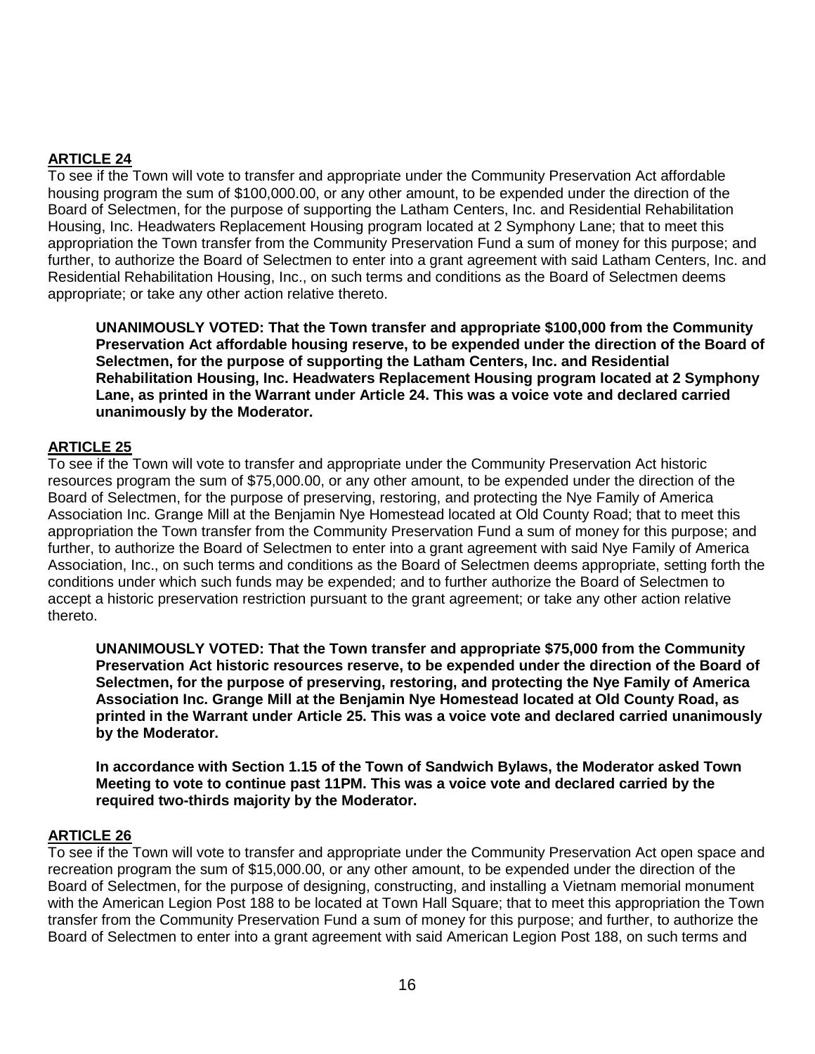**ARTICLE 24**

To see if the Town will vote to transfer and appropriate under the Community Preservation Act affordable housing program the sum of $100,000.00, or any other amount, to be expended under the direction of the Board of Selectmen, for the purpose of supporting the Latham Centers, Inc. and Residential Rehabilitation Housing, Inc. Headwaters Replacement Housing program located at 2 Symphony Lane; that to meet this appropriation the Town transfer from the Community Preservation Fund a sum of money for this purpose; and further, to authorize the Board of Selectmen to enter into a grant agreement with said Latham Centers, Inc. and Residential Rehabilitation Housing, Inc., on such terms and conditions as the Board of Selectmen deems appropriate; or take any other action relative thereto.

> **UNANIMOUSLY VOTED: That the Town transfer and appropriate $100,000 from the Community Preservation Act affordable housing reserve, to be expended under the direction of the Board of Selectmen, for the purpose of supporting the Latham Centers, Inc. and Residential Rehabilitation Housing, Inc. Headwaters Replacement Housing program located at 2 Symphony Lane, as printed in the Warrant under Article 24. This was a voice vote and declared carried unanimously by the Moderator.**

**ARTICLE 25**

To see if the Town will vote to transfer and appropriate under the Community Preservation Act historic resources program the sum of $75,000.00, or any other amount, to be expended under the direction of the Board of Selectmen, for the purpose of preserving, restoring, and protecting the Nye Family of America Association Inc. Grange Mill at the Benjamin Nye Homestead located at Old County Road; that to meet this appropriation the Town transfer from the Community Preservation Fund a sum of money for this purpose; and further, to authorize the Board of Selectmen to enter into a grant agreement with said Nye Family of America Association, Inc., on such terms and conditions as the Board of Selectmen deems appropriate, setting forth the conditions under which such funds may be expended; and to further authorize the Board of Selectmen to accept a historic preservation restriction pursuant to the grant agreement; or take any other action relative thereto.

> **UNANIMOUSLY VOTED: That the Town transfer and appropriate $75,000 from the Community Preservation Act historic resources reserve, to be expended under the direction of the Board of Selectmen, for the purpose of preserving, restoring, and protecting the Nye Family of America Association Inc. Grange Mill at the Benjamin Nye Homestead located at Old County Road, as printed in the Warrant under Article 25. This was a voice vote and declared carried unanimously by the Moderator.**
>
> **In accordance with Section 1.15 of the Town of Sandwich Bylaws, the Moderator asked Town Meeting to vote to continue past 11PM. This was a voice vote and declared carried by the required two-thirds majority by the Moderator.**

**ARTICLE 26**

To see if the Town will vote to transfer and appropriate under the Community Preservation Act open space and recreation program the sum of $15,000.00, or any other amount, to be expended under the direction of the Board of Selectmen, for the purpose of designing, constructing, and installing a Vietnam memorial monument with the American Legion Post 188 to be located at Town Hall Square; that to meet this appropriation the Town transfer from the Community Preservation Fund a sum of money for this purpose; and further, to authorize the Board of Selectmen to enter into a grant agreement with said American Legion Post 188, on such terms and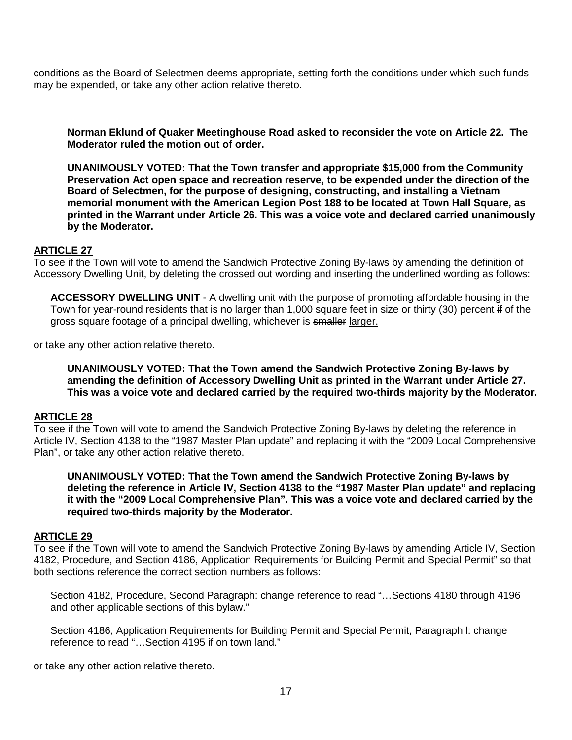conditions as the Board of Selectmen deems appropriate, setting forth the conditions under which such funds may be expended, or take any other action relative thereto.

**Norman Eklund of Quaker Meetinghouse Road asked to reconsider the vote on Article 22. The Moderator ruled the motion out of order.**

**UNANIMOUSLY VOTED: That the Town transfer and appropriate $15,000 from the Community Preservation Act open space and recreation reserve, to be expended under the direction of the Board of Selectmen, for the purpose of designing, constructing, and installing a Vietnam memorial monument with the American Legion Post 188 to be located at Town Hall Square, as printed in the Warrant under Article 26. This was a voice vote and declared carried unanimously by the Moderator.**

## ARTICLE 27

To see if the Town will vote to amend the Sandwich Protective Zoning By-laws by amending the definition of Accessory Dwelling Unit, by deleting the crossed out wording and inserting the underlined wording as follows:

> **ACCESSORY DWELLING UNIT** - A dwelling unit with the purpose of promoting affordable housing in the Town for year-round residents that is no larger than 1,000 square feet in size or thirty (30) percent ~~if~~ of the gross square footage of a principal dwelling, whichever is ~~smaller~~ <u>larger.</u>

or take any other action relative thereto.

**UNANIMOUSLY VOTED: That the Town amend the Sandwich Protective Zoning By-laws by amending the definition of Accessory Dwelling Unit as printed in the Warrant under Article 27. This was a voice vote and declared carried by the required two-thirds majority by the Moderator.**

## ARTICLE 28

To see if the Town will vote to amend the Sandwich Protective Zoning By-laws by deleting the reference in Article IV, Section 4138 to the "1987 Master Plan update" and replacing it with the "2009 Local Comprehensive Plan", or take any other action relative thereto.

**UNANIMOUSLY VOTED: That the Town amend the Sandwich Protective Zoning By-laws by deleting the reference in Article IV, Section 4138 to the "1987 Master Plan update" and replacing it with the "2009 Local Comprehensive Plan". This was a voice vote and declared carried by the required two-thirds majority by the Moderator.**

## ARTICLE 29

To see if the Town will vote to amend the Sandwich Protective Zoning By-laws by amending Article IV, Section 4182, Procedure, and Section 4186, Application Requirements for Building Permit and Special Permit" so that both sections reference the correct section numbers as follows:

> Section 4182, Procedure, Second Paragraph: change reference to read "…Sections 4180 through 4196 and other applicable sections of this bylaw."
>
> Section 4186, Application Requirements for Building Permit and Special Permit, Paragraph l: change reference to read "…Section 4195 if on town land."

or take any other action relative thereto.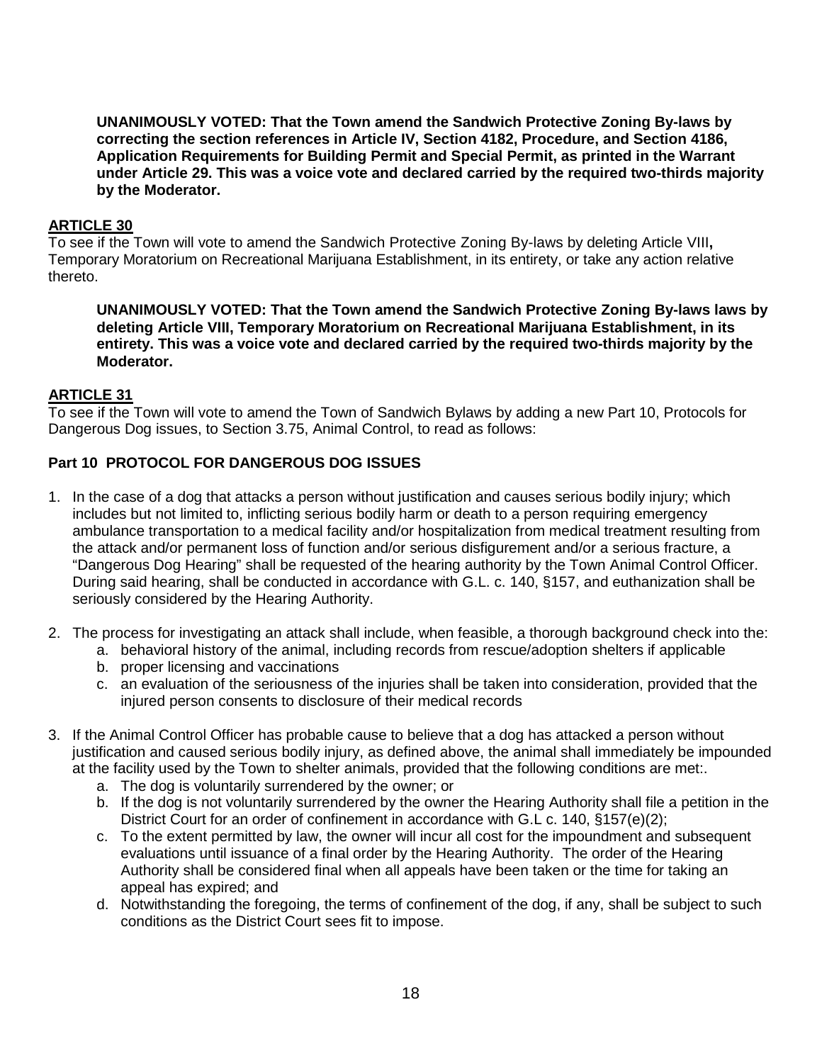**UNANIMOUSLY VOTED: That the Town amend the Sandwich Protective Zoning By-laws by correcting the section references in Article IV, Section 4182, Procedure, and Section 4186, Application Requirements for Building Permit and Special Permit, as printed in the Warrant under Article 29. This was a voice vote and declared carried by the required two-thirds majority by the Moderator.**

## ARTICLE 30

To see if the Town will vote to amend the Sandwich Protective Zoning By-laws by deleting Article VIII**,** Temporary Moratorium on Recreational Marijuana Establishment, in its entirety, or take any action relative thereto.

**UNANIMOUSLY VOTED: That the Town amend the Sandwich Protective Zoning By-laws laws by deleting Article VIII, Temporary Moratorium on Recreational Marijuana Establishment, in its entirety. This was a voice vote and declared carried by the required two-thirds majority by the Moderator.**

## ARTICLE 31

To see if the Town will vote to amend the Town of Sandwich Bylaws by adding a new Part 10, Protocols for Dangerous Dog issues, to Section 3.75, Animal Control, to read as follows:

### Part 10 PROTOCOL FOR DANGEROUS DOG ISSUES

1. In the case of a dog that attacks a person without justification and causes serious bodily injury; which includes but not limited to, inflicting serious bodily harm or death to a person requiring emergency ambulance transportation to a medical facility and/or hospitalization from medical treatment resulting from the attack and/or permanent loss of function and/or serious disfigurement and/or a serious fracture, a "Dangerous Dog Hearing" shall be requested of the hearing authority by the Town Animal Control Officer. During said hearing, shall be conducted in accordance with G.L. c. 140, §157, and euthanization shall be seriously considered by the Hearing Authority.

2. The process for investigating an attack shall include, when feasible, a thorough background check into the:
   a. behavioral history of the animal, including records from rescue/adoption shelters if applicable
   b. proper licensing and vaccinations
   c. an evaluation of the seriousness of the injuries shall be taken into consideration, provided that the injured person consents to disclosure of their medical records

3. If the Animal Control Officer has probable cause to believe that a dog has attacked a person without justification and caused serious bodily injury, as defined above, the animal shall immediately be impounded at the facility used by the Town to shelter animals, provided that the following conditions are met:.
   a. The dog is voluntarily surrendered by the owner; or
   b. If the dog is not voluntarily surrendered by the owner the Hearing Authority shall file a petition in the District Court for an order of confinement in accordance with G.L c. 140, §157(e)(2);
   c. To the extent permitted by law, the owner will incur all cost for the impoundment and subsequent evaluations until issuance of a final order by the Hearing Authority. The order of the Hearing Authority shall be considered final when all appeals have been taken or the time for taking an appeal has expired; and
   d. Notwithstanding the foregoing, the terms of confinement of the dog, if any, shall be subject to such conditions as the District Court sees fit to impose.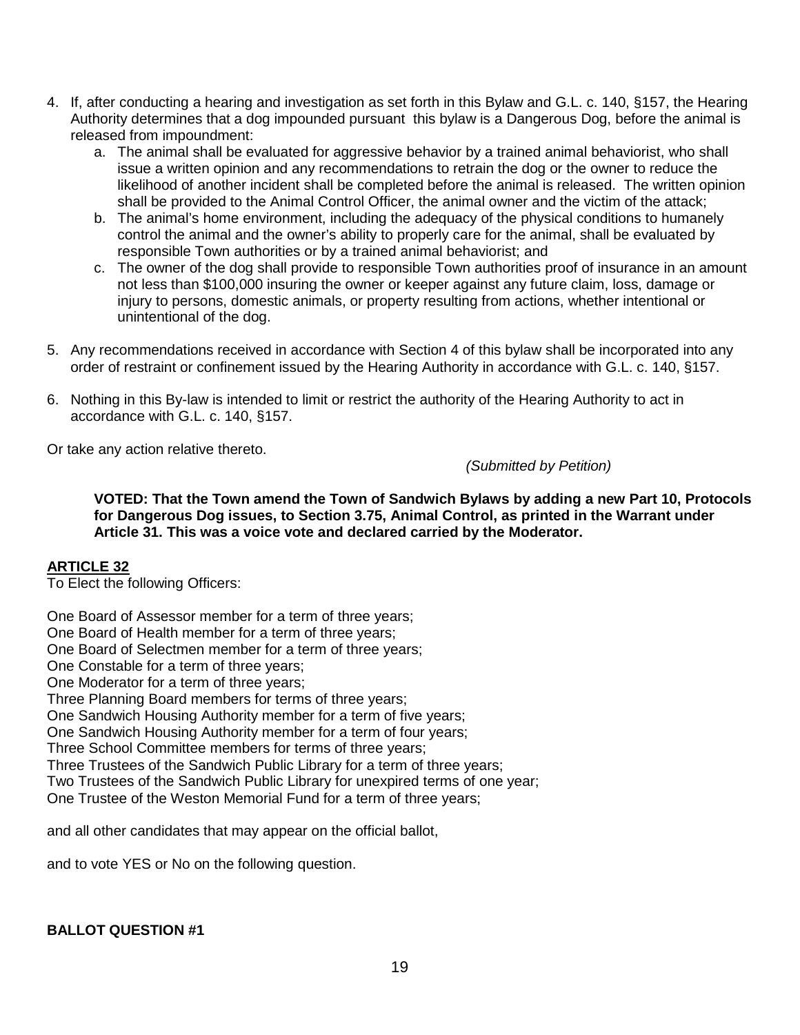4. If, after conducting a hearing and investigation as set forth in this Bylaw and G.L. c. 140, §157, the Hearing Authority determines that a dog impounded pursuant this bylaw is a Dangerous Dog, before the animal is released from impoundment:
   a. The animal shall be evaluated for aggressive behavior by a trained animal behaviorist, who shall issue a written opinion and any recommendations to retrain the dog or the owner to reduce the likelihood of another incident shall be completed before the animal is released. The written opinion shall be provided to the Animal Control Officer, the animal owner and the victim of the attack;
   b. The animal's home environment, including the adequacy of the physical conditions to humanely control the animal and the owner's ability to properly care for the animal, shall be evaluated by responsible Town authorities or by a trained animal behaviorist; and
   c. The owner of the dog shall provide to responsible Town authorities proof of insurance in an amount not less than $100,000 insuring the owner or keeper against any future claim, loss, damage or injury to persons, domestic animals, or property resulting from actions, whether intentional or unintentional of the dog.

5. Any recommendations received in accordance with Section 4 of this bylaw shall be incorporated into any order of restraint or confinement issued by the Hearing Authority in accordance with G.L. c. 140, §157.

6. Nothing in this By-law is intended to limit or restrict the authority of the Hearing Authority to act in accordance with G.L. c. 140, §157.

Or take any action relative thereto.

*(Submitted by Petition)*

**VOTED: That the Town amend the Town of Sandwich Bylaws by adding a new Part 10, Protocols for Dangerous Dog issues, to Section 3.75, Animal Control, as printed in the Warrant under Article 31. This was a voice vote and declared carried by the Moderator.**

## ARTICLE 32

To Elect the following Officers:

One Board of Assessor member for a term of three years;
One Board of Health member for a term of three years;
One Board of Selectmen member for a term of three years;
One Constable for a term of three years;
One Moderator for a term of three years;
Three Planning Board members for terms of three years;
One Sandwich Housing Authority member for a term of five years;
One Sandwich Housing Authority member for a term of four years;
Three School Committee members for terms of three years;
Three Trustees of the Sandwich Public Library for a term of three years;
Two Trustees of the Sandwich Public Library for unexpired terms of one year;
One Trustee of the Weston Memorial Fund for a term of three years;

and all other candidates that may appear on the official ballot,

and to vote YES or No on the following question.

**BALLOT QUESTION #1**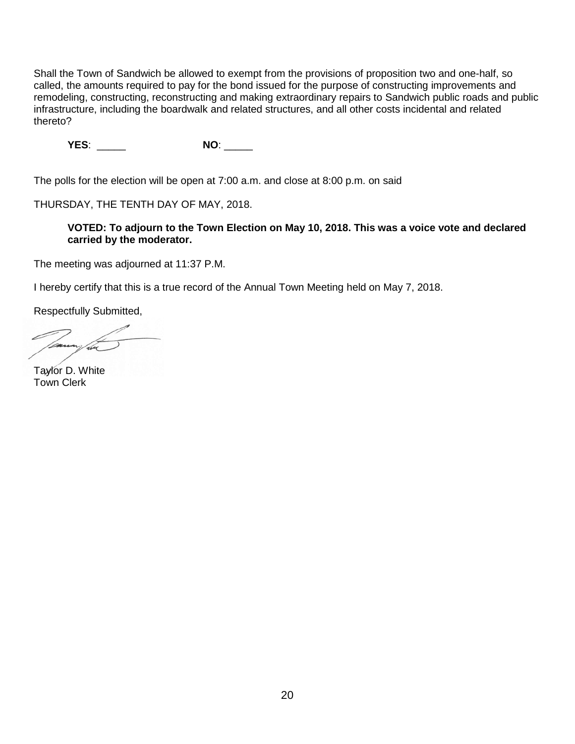Shall the Town of Sandwich be allowed to exempt from the provisions of proposition two and one-half, so called, the amounts required to pay for the bond issued for the purpose of constructing improvements and remodeling, constructing, reconstructing and making extraordinary repairs to Sandwich public roads and public infrastructure, including the boardwalk and related structures, and all other costs incidental and related thereto?

**YES**: _____ **NO**: _____

The polls for the election will be open at 7:00 a.m. and close at 8:00 p.m. on said

THURSDAY, THE TENTH DAY OF MAY, 2018.

**VOTED: To adjourn to the Town Election on May 10, 2018. This was a voice vote and declared carried by the moderator.**

The meeting was adjourned at 11:37 P.M.

I hereby certify that this is a true record of the Annual Town Meeting held on May 7, 2018.

Respectfully Submitted,

Taylor D. White
Town Clerk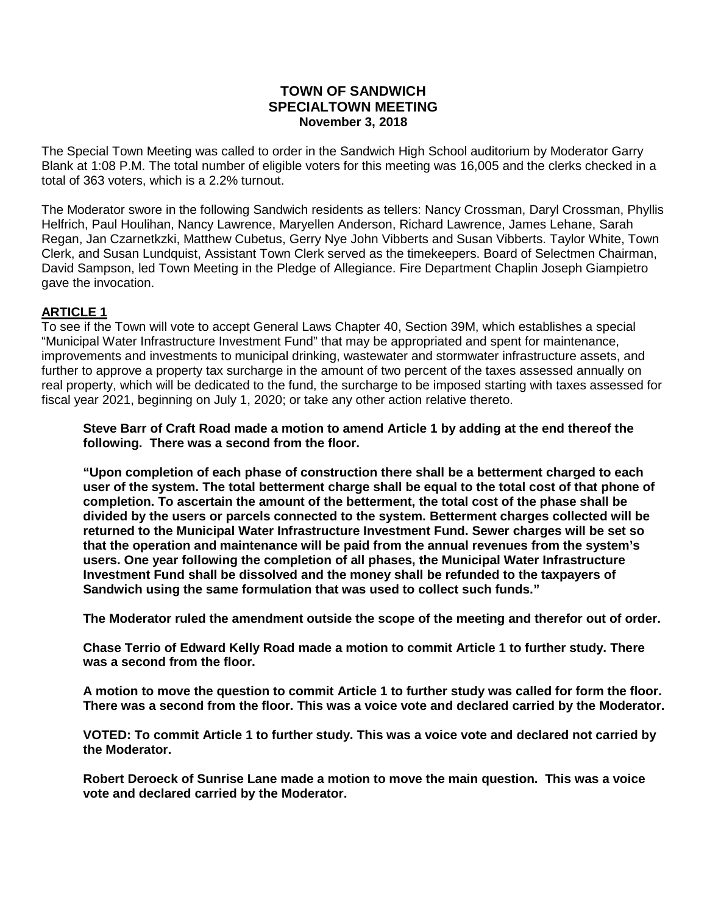**TOWN OF SANDWICH**
**SPECIALTOWN MEETING**
**November 3, 2018**

The Special Town Meeting was called to order in the Sandwich High School auditorium by Moderator Garry Blank at 1:08 P.M. The total number of eligible voters for this meeting was 16,005 and the clerks checked in a total of 363 voters, which is a 2.2% turnout.

The Moderator swore in the following Sandwich residents as tellers: Nancy Crossman, Daryl Crossman, Phyllis Helfrich, Paul Houlihan, Nancy Lawrence, Maryellen Anderson, Richard Lawrence, James Lehane, Sarah Regan, Jan Czarnetkzki, Matthew Cubetus, Gerry Nye John Vibberts and Susan Vibberts. Taylor White, Town Clerk, and Susan Lundquist, Assistant Town Clerk served as the timekeepers. Board of Selectmen Chairman, David Sampson, led Town Meeting in the Pledge of Allegiance. Fire Department Chaplin Joseph Giampietro gave the invocation.

## ARTICLE 1

To see if the Town will vote to accept General Laws Chapter 40, Section 39M, which establishes a special "Municipal Water Infrastructure Investment Fund" that may be appropriated and spent for maintenance, improvements and investments to municipal drinking, wastewater and stormwater infrastructure assets, and further to approve a property tax surcharge in the amount of two percent of the taxes assessed annually on real property, which will be dedicated to the fund, the surcharge to be imposed starting with taxes assessed for fiscal year 2021, beginning on July 1, 2020; or take any other action relative thereto.

**Steve Barr of Craft Road made a motion to amend Article 1 by adding at the end thereof the following. There was a second from the floor.**

**"Upon completion of each phase of construction there shall be a betterment charged to each user of the system. The total betterment charge shall be equal to the total cost of that phone of completion. To ascertain the amount of the betterment, the total cost of the phase shall be divided by the users or parcels connected to the system. Betterment charges collected will be returned to the Municipal Water Infrastructure Investment Fund. Sewer charges will be set so that the operation and maintenance will be paid from the annual revenues from the system's users. One year following the completion of all phases, the Municipal Water Infrastructure Investment Fund shall be dissolved and the money shall be refunded to the taxpayers of Sandwich using the same formulation that was used to collect such funds."**

**The Moderator ruled the amendment outside the scope of the meeting and therefor out of order.**

**Chase Terrio of Edward Kelly Road made a motion to commit Article 1 to further study. There was a second from the floor.**

**A motion to move the question to commit Article 1 to further study was called for form the floor. There was a second from the floor. This was a voice vote and declared carried by the Moderator.**

**VOTED: To commit Article 1 to further study. This was a voice vote and declared not carried by the Moderator.**

**Robert Deroeck of Sunrise Lane made a motion to move the main question. This was a voice vote and declared carried by the Moderator.**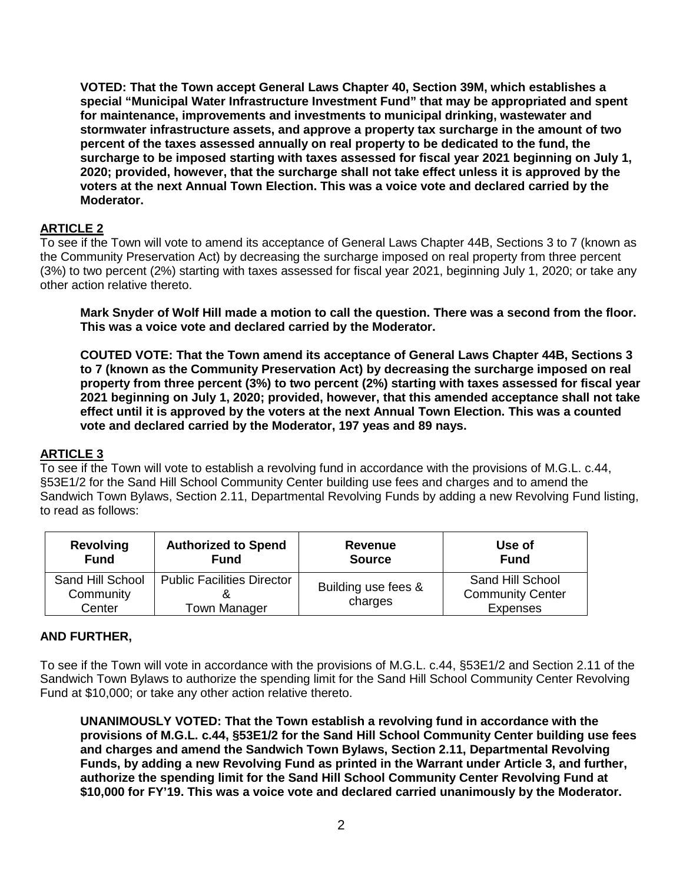**VOTED: That the Town accept General Laws Chapter 40, Section 39M, which establishes a special "Municipal Water Infrastructure Investment Fund" that may be appropriated and spent for maintenance, improvements and investments to municipal drinking, wastewater and stormwater infrastructure assets, and approve a property tax surcharge in the amount of two percent of the taxes assessed annually on real property to be dedicated to the fund, the surcharge to be imposed starting with taxes assessed for fiscal year 2021 beginning on July 1, 2020; provided, however, that the surcharge shall not take effect unless it is approved by the voters at the next Annual Town Election. This was a voice vote and declared carried by the Moderator.**

## ARTICLE 2

To see if the Town will vote to amend its acceptance of General Laws Chapter 44B, Sections 3 to 7 (known as the Community Preservation Act) by decreasing the surcharge imposed on real property from three percent (3%) to two percent (2%) starting with taxes assessed for fiscal year 2021, beginning July 1, 2020; or take any other action relative thereto.

**Mark Snyder of Wolf Hill made a motion to call the question. There was a second from the floor. This was a voice vote and declared carried by the Moderator.**

**COUTED VOTE: That the Town amend its acceptance of General Laws Chapter 44B, Sections 3 to 7 (known as the Community Preservation Act) by decreasing the surcharge imposed on real property from three percent (3%) to two percent (2%) starting with taxes assessed for fiscal year 2021 beginning on July 1, 2020; provided, however, that this amended acceptance shall not take effect until it is approved by the voters at the next Annual Town Election. This was a counted vote and declared carried by the Moderator, 197 yeas and 89 nays.**

## ARTICLE 3

To see if the Town will vote to establish a revolving fund in accordance with the provisions of M.G.L. c.44, §53E1/2 for the Sand Hill School Community Center building use fees and charges and to amend the Sandwich Town Bylaws, Section 2.11, Departmental Revolving Funds by adding a new Revolving Fund listing, to read as follows:

| Revolving Fund | Authorized to Spend Fund | Revenue Source | Use of Fund |
|---|---|---|---|
| Sand Hill School Community Center | Public Facilities Director & Town Manager | Building use fees & charges | Sand Hill School Community Center Expenses |

**AND FURTHER,**

To see if the Town will vote in accordance with the provisions of M.G.L. c.44, §53E1/2 and Section 2.11 of the Sandwich Town Bylaws to authorize the spending limit for the Sand Hill School Community Center Revolving Fund at $10,000; or take any other action relative thereto.

**UNANIMOUSLY VOTED: That the Town establish a revolving fund in accordance with the provisions of M.G.L. c.44, §53E1/2 for the Sand Hill School Community Center building use fees and charges and amend the Sandwich Town Bylaws, Section 2.11, Departmental Revolving Funds, by adding a new Revolving Fund as printed in the Warrant under Article 3, and further, authorize the spending limit for the Sand Hill School Community Center Revolving Fund at $10,000 for FY'19. This was a voice vote and declared carried unanimously by the Moderator.**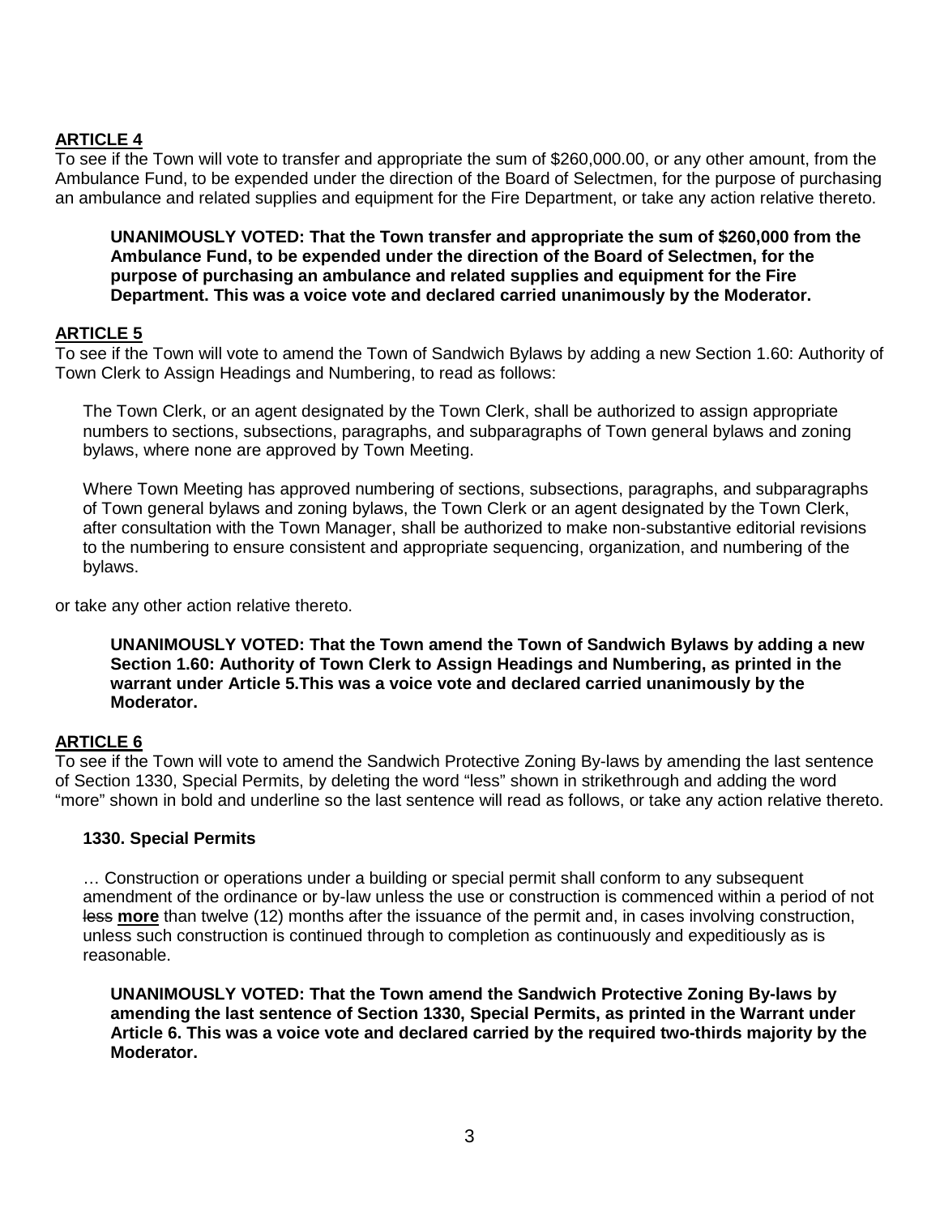**ARTICLE 4**

To see if the Town will vote to transfer and appropriate the sum of $260,000.00, or any other amount, from the Ambulance Fund, to be expended under the direction of the Board of Selectmen, for the purpose of purchasing an ambulance and related supplies and equipment for the Fire Department, or take any action relative thereto.

> **UNANIMOUSLY VOTED: That the Town transfer and appropriate the sum of $260,000 from the Ambulance Fund, to be expended under the direction of the Board of Selectmen, for the purpose of purchasing an ambulance and related supplies and equipment for the Fire Department. This was a voice vote and declared carried unanimously by the Moderator.**

**ARTICLE 5**

To see if the Town will vote to amend the Town of Sandwich Bylaws by adding a new Section 1.60: Authority of Town Clerk to Assign Headings and Numbering, to read as follows:

> The Town Clerk, or an agent designated by the Town Clerk, shall be authorized to assign appropriate numbers to sections, subsections, paragraphs, and subparagraphs of Town general bylaws and zoning bylaws, where none are approved by Town Meeting.
>
> Where Town Meeting has approved numbering of sections, subsections, paragraphs, and subparagraphs of Town general bylaws and zoning bylaws, the Town Clerk or an agent designated by the Town Clerk, after consultation with the Town Manager, shall be authorized to make non-substantive editorial revisions to the numbering to ensure consistent and appropriate sequencing, organization, and numbering of the bylaws.

or take any other action relative thereto.

> **UNANIMOUSLY VOTED: That the Town amend the Town of Sandwich Bylaws by adding a new Section 1.60: Authority of Town Clerk to Assign Headings and Numbering, as printed in the warrant under Article 5.This was a voice vote and declared carried unanimously by the Moderator.**

**ARTICLE 6**

To see if the Town will vote to amend the Sandwich Protective Zoning By-laws by amending the last sentence of Section 1330, Special Permits, by deleting the word "less" shown in strikethrough and adding the word "more" shown in bold and underline so the last sentence will read as follows, or take any action relative thereto.

> **1330. Special Permits**
>
> … Construction or operations under a building or special permit shall conform to any subsequent amendment of the ordinance or by-law unless the use or construction is commenced within a period of not ~~less~~ <u>**more**</u> than twelve (12) months after the issuance of the permit and, in cases involving construction, unless such construction is continued through to completion as continuously and expeditiously as is reasonable.
>
> **UNANIMOUSLY VOTED: That the Town amend the Sandwich Protective Zoning By-laws by amending the last sentence of Section 1330, Special Permits, as printed in the Warrant under Article 6. This was a voice vote and declared carried by the required two-thirds majority by the Moderator.**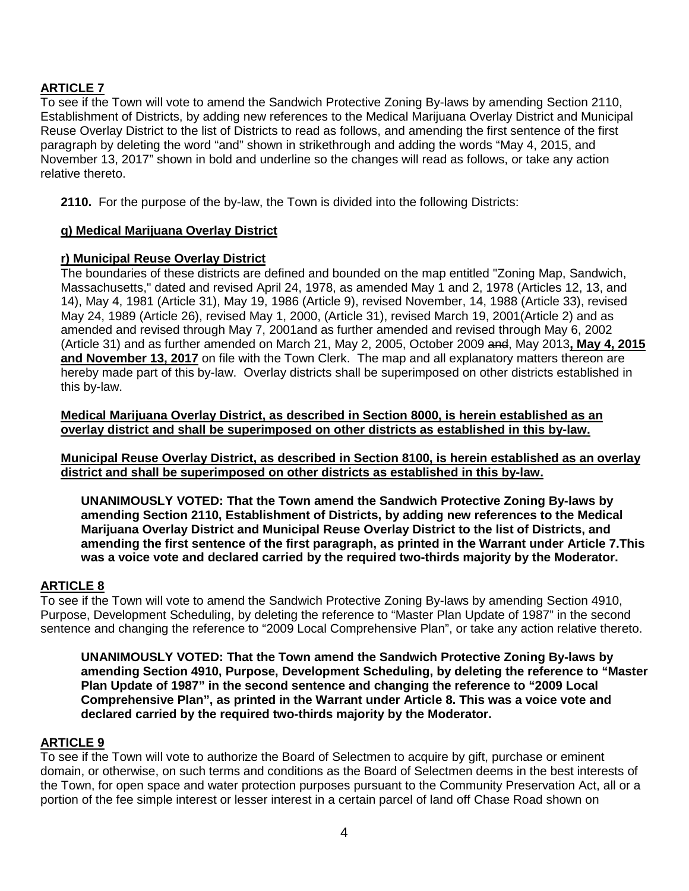## ARTICLE 7

To see if the Town will vote to amend the Sandwich Protective Zoning By-laws by amending Section 2110, Establishment of Districts, by adding new references to the Medical Marijuana Overlay District and Municipal Reuse Overlay District to the list of Districts to read as follows, and amending the first sentence of the first paragraph by deleting the word "and" shown in strikethrough and adding the words "May 4, 2015, and November 13, 2017" shown in bold and underline so the changes will read as follows, or take any action relative thereto.

> **2110.** For the purpose of the by-law, the Town is divided into the following Districts:
>
> **<u>q) Medical Marijuana Overlay District</u>**
>
> **<u>r) Municipal Reuse Overlay District</u>**
>
> The boundaries of these districts are defined and bounded on the map entitled "Zoning Map, Sandwich, Massachusetts," dated and revised April 24, 1978, as amended May 1 and 2, 1978 (Articles 12, 13, and 14), May 4, 1981 (Article 31), May 19, 1986 (Article 9), revised November, 14, 1988 (Article 33), revised May 24, 1989 (Article 26), revised May 1, 2000, (Article 31), revised March 19, 2001(Article 2) and as amended and revised through May 7, 2001and as further amended and revised through May 6, 2002 (Article 31) and as further amended on March 21, May 2, 2005, October 2009 ~~and~~, May 2013**<u>, May 4, 2015 and November 13, 2017</u>** on file with the Town Clerk. The map and all explanatory matters thereon are hereby made part of this by-law. Overlay districts shall be superimposed on other districts established in this by-law.
>
> **<u>Medical Marijuana Overlay District, as described in Section 8000, is herein established as an overlay district and shall be superimposed on other districts as established in this by-law.</u>**
>
> **<u>Municipal Reuse Overlay District, as described in Section 8100, is herein established as an overlay district and shall be superimposed on other districts as established in this by-law.</u>**

**UNANIMOUSLY VOTED: That the Town amend the Sandwich Protective Zoning By-laws by amending Section 2110, Establishment of Districts, by adding new references to the Medical Marijuana Overlay District and Municipal Reuse Overlay District to the list of Districts, and amending the first sentence of the first paragraph, as printed in the Warrant under Article 7.This was a voice vote and declared carried by the required two-thirds majority by the Moderator.**

## ARTICLE 8

To see if the Town will vote to amend the Sandwich Protective Zoning By-laws by amending Section 4910, Purpose, Development Scheduling, by deleting the reference to "Master Plan Update of 1987" in the second sentence and changing the reference to "2009 Local Comprehensive Plan", or take any action relative thereto.

**UNANIMOUSLY VOTED: That the Town amend the Sandwich Protective Zoning By-laws by amending Section 4910, Purpose, Development Scheduling, by deleting the reference to "Master Plan Update of 1987" in the second sentence and changing the reference to "2009 Local Comprehensive Plan", as printed in the Warrant under Article 8. This was a voice vote and declared carried by the required two-thirds majority by the Moderator.**

## ARTICLE 9

To see if the Town will vote to authorize the Board of Selectmen to acquire by gift, purchase or eminent domain, or otherwise, on such terms and conditions as the Board of Selectmen deems in the best interests of the Town, for open space and water protection purposes pursuant to the Community Preservation Act, all or a portion of the fee simple interest or lesser interest in a certain parcel of land off Chase Road shown on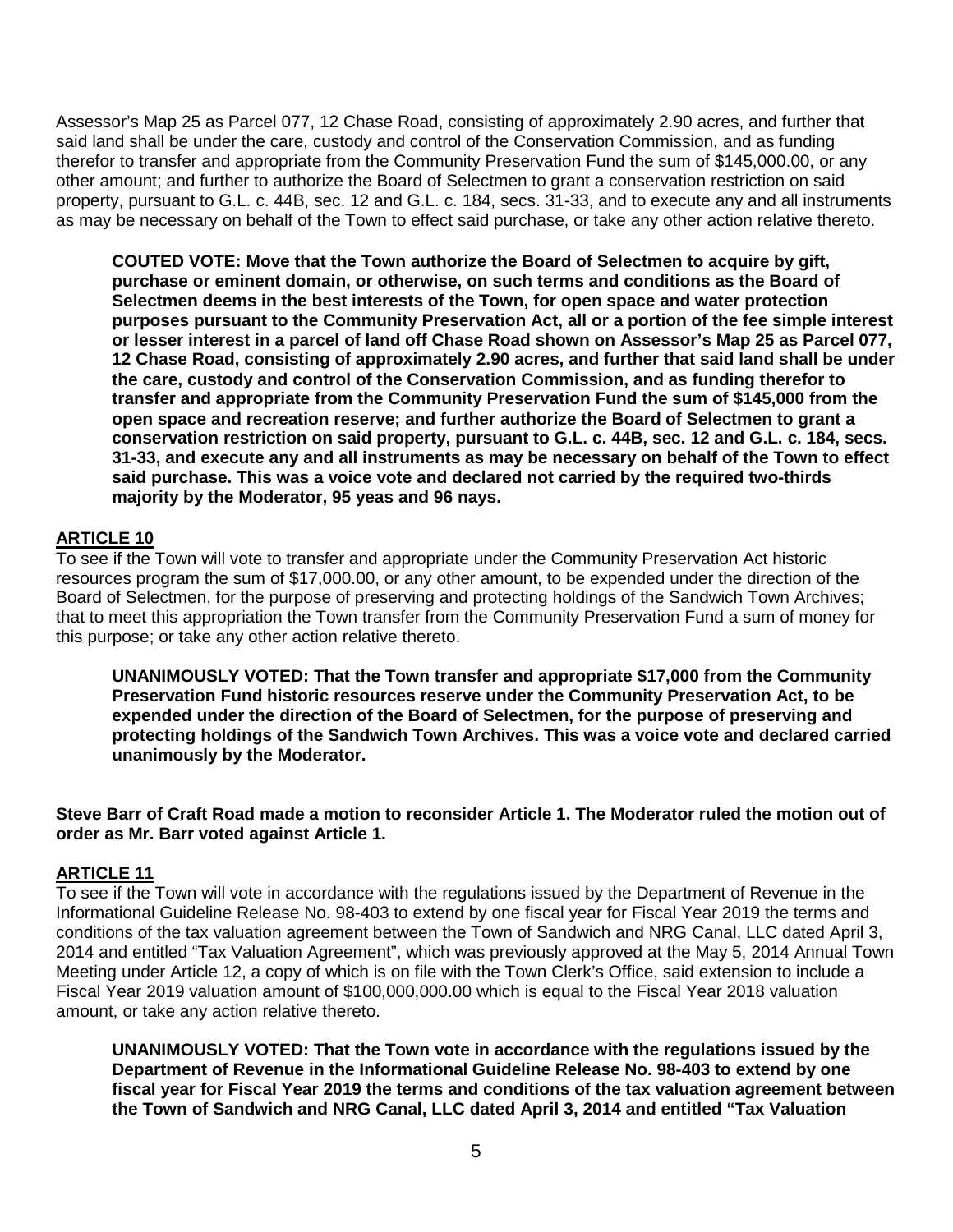Assessor's Map 25 as Parcel 077, 12 Chase Road, consisting of approximately 2.90 acres, and further that said land shall be under the care, custody and control of the Conservation Commission, and as funding therefor to transfer and appropriate from the Community Preservation Fund the sum of $145,000.00, or any other amount; and further to authorize the Board of Selectmen to grant a conservation restriction on said property, pursuant to G.L. c. 44B, sec. 12 and G.L. c. 184, secs. 31-33, and to execute any and all instruments as may be necessary on behalf of the Town to effect said purchase, or take any other action relative thereto.

**COUTED VOTE: Move that the Town authorize the Board of Selectmen to acquire by gift, purchase or eminent domain, or otherwise, on such terms and conditions as the Board of Selectmen deems in the best interests of the Town, for open space and water protection purposes pursuant to the Community Preservation Act, all or a portion of the fee simple interest or lesser interest in a parcel of land off Chase Road shown on Assessor's Map 25 as Parcel 077, 12 Chase Road, consisting of approximately 2.90 acres, and further that said land shall be under the care, custody and control of the Conservation Commission, and as funding therefor to transfer and appropriate from the Community Preservation Fund the sum of $145,000 from the open space and recreation reserve; and further authorize the Board of Selectmen to grant a conservation restriction on said property, pursuant to G.L. c. 44B, sec. 12 and G.L. c. 184, secs. 31-33, and execute any and all instruments as may be necessary on behalf of the Town to effect said purchase. This was a voice vote and declared not carried by the required two-thirds majority by the Moderator, 95 yeas and 96 nays.**

## ARTICLE 10

To see if the Town will vote to transfer and appropriate under the Community Preservation Act historic resources program the sum of $17,000.00, or any other amount, to be expended under the direction of the Board of Selectmen, for the purpose of preserving and protecting holdings of the Sandwich Town Archives; that to meet this appropriation the Town transfer from the Community Preservation Fund a sum of money for this purpose; or take any other action relative thereto.

**UNANIMOUSLY VOTED: That the Town transfer and appropriate $17,000 from the Community Preservation Fund historic resources reserve under the Community Preservation Act, to be expended under the direction of the Board of Selectmen, for the purpose of preserving and protecting holdings of the Sandwich Town Archives. This was a voice vote and declared carried unanimously by the Moderator.**

**Steve Barr of Craft Road made a motion to reconsider Article 1. The Moderator ruled the motion out of order as Mr. Barr voted against Article 1.**

## ARTICLE 11

To see if the Town will vote in accordance with the regulations issued by the Department of Revenue in the Informational Guideline Release No. 98-403 to extend by one fiscal year for Fiscal Year 2019 the terms and conditions of the tax valuation agreement between the Town of Sandwich and NRG Canal, LLC dated April 3, 2014 and entitled "Tax Valuation Agreement", which was previously approved at the May 5, 2014 Annual Town Meeting under Article 12, a copy of which is on file with the Town Clerk's Office, said extension to include a Fiscal Year 2019 valuation amount of $100,000,000.00 which is equal to the Fiscal Year 2018 valuation amount, or take any action relative thereto.

**UNANIMOUSLY VOTED: That the Town vote in accordance with the regulations issued by the Department of Revenue in the Informational Guideline Release No. 98-403 to extend by one fiscal year for Fiscal Year 2019 the terms and conditions of the tax valuation agreement between the Town of Sandwich and NRG Canal, LLC dated April 3, 2014 and entitled "Tax Valuation**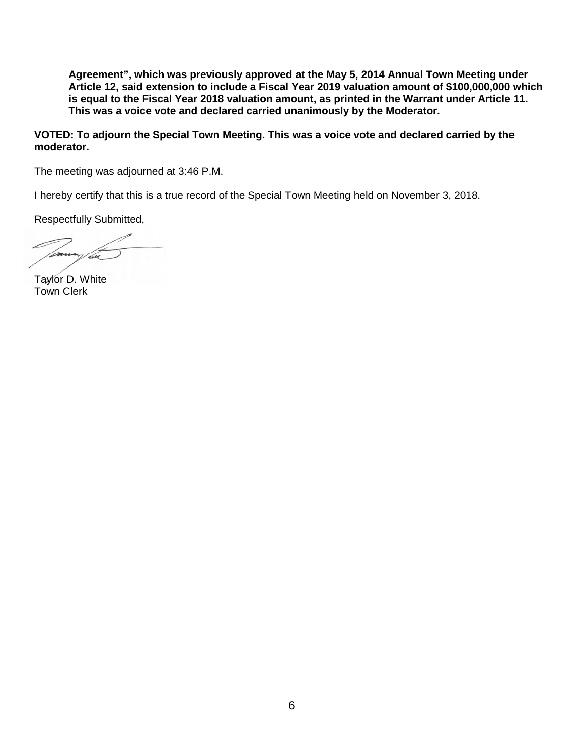**Agreement", which was previously approved at the May 5, 2014 Annual Town Meeting under Article 12, said extension to include a Fiscal Year 2019 valuation amount of $100,000,000 which is equal to the Fiscal Year 2018 valuation amount, as printed in the Warrant under Article 11. This was a voice vote and declared carried unanimously by the Moderator.**

**VOTED: To adjourn the Special Town Meeting. This was a voice vote and declared carried by the moderator.**

The meeting was adjourned at 3:46 P.M.

I hereby certify that this is a true record of the Special Town Meeting held on November 3, 2018.

Respectfully Submitted,

Taylor D. White
Town Clerk